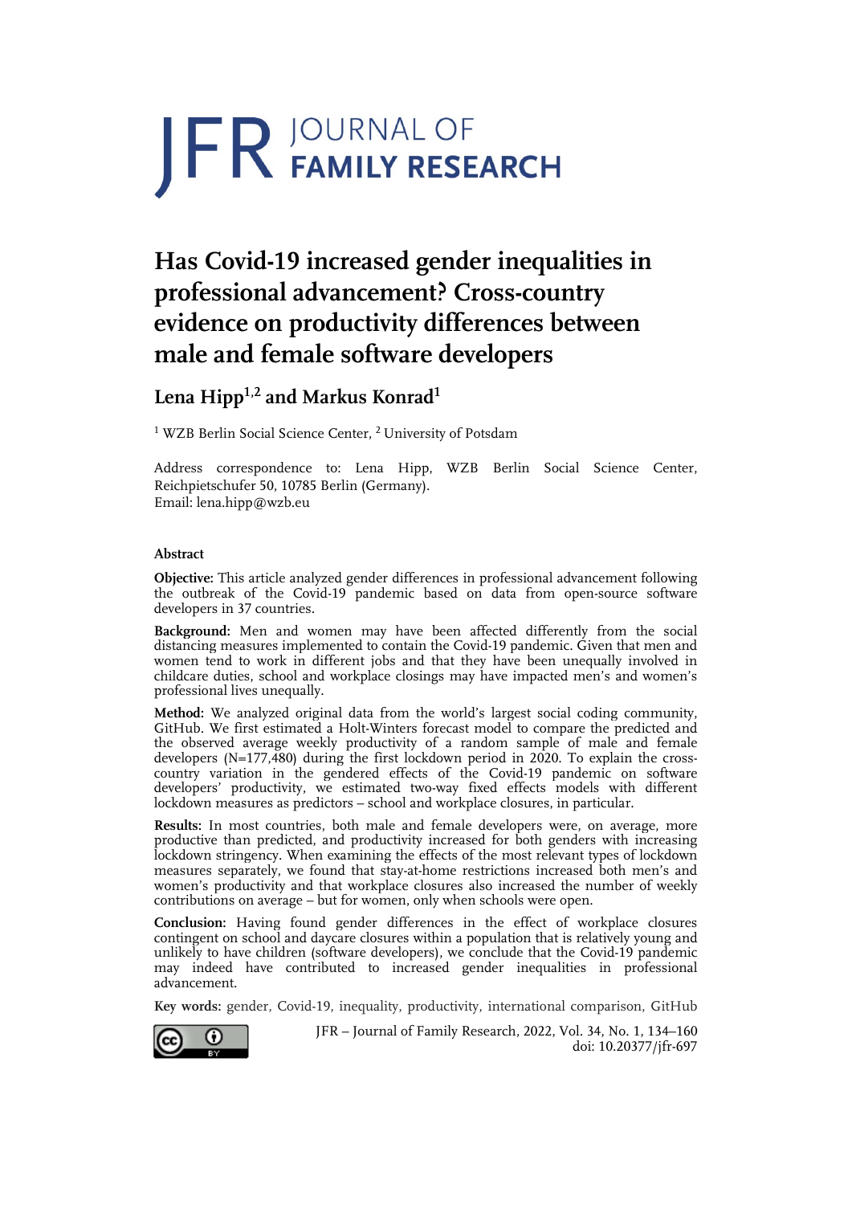# JFR JOURNAL OF FAMILY RESEARCH

# Has Covid-19 increased gender inequalities in professional advancement? Cross-country evidence on productivity differences between male and female software developers

## Lena Hipp[1,2] and Markus Konrad[1]

[1] WZB Berlin Social Science Center, [2] University of Potsdam

Address correspondence to: Lena Hipp, WZB Berlin Social Science Center, Reichpietschufer 50, 10785 Berlin (Germany).
Email: lena.hipp@wzb.eu

### Abstract

**Objective:** This article analyzed gender differences in professional advancement following the outbreak of the Covid-19 pandemic based on data from open-source software developers in 37 countries.

**Background:** Men and women may have been affected differently from the social distancing measures implemented to contain the Covid-19 pandemic. Given that men and women tend to work in different jobs and that they have been unequally involved in childcare duties, school and workplace closings may have impacted men's and women's professional lives unequally.

**Method:** We analyzed original data from the world's largest social coding community, GitHub. We first estimated a Holt-Winters forecast model to compare the predicted and the observed average weekly productivity of a random sample of male and female developers (N=177,480) during the first lockdown period in 2020. To explain the cross-country variation in the gendered effects of the Covid-19 pandemic on software developers' productivity, we estimated two-way fixed effects models with different lockdown measures as predictors – school and workplace closures, in particular.

**Results:** In most countries, both male and female developers were, on average, more productive than predicted, and productivity increased for both genders with increasing lockdown stringency. When examining the effects of the most relevant types of lockdown measures separately, we found that stay-at-home restrictions increased both men's and women's productivity and that workplace closures also increased the number of weekly contributions on average – but for women, only when schools were open.

**Conclusion:** Having found gender differences in the effect of workplace closures contingent on school and daycare closures within a population that is relatively young and unlikely to have children (software developers), we conclude that the Covid-19 pandemic may indeed have contributed to increased gender inequalities in professional advancement.

**Key words:** gender, Covid-19, inequality, productivity, international comparison, GitHub

JFR – Journal of Family Research, 2022, Vol. 34, No. 1, 134–160
doi: 10.20377/jfr-697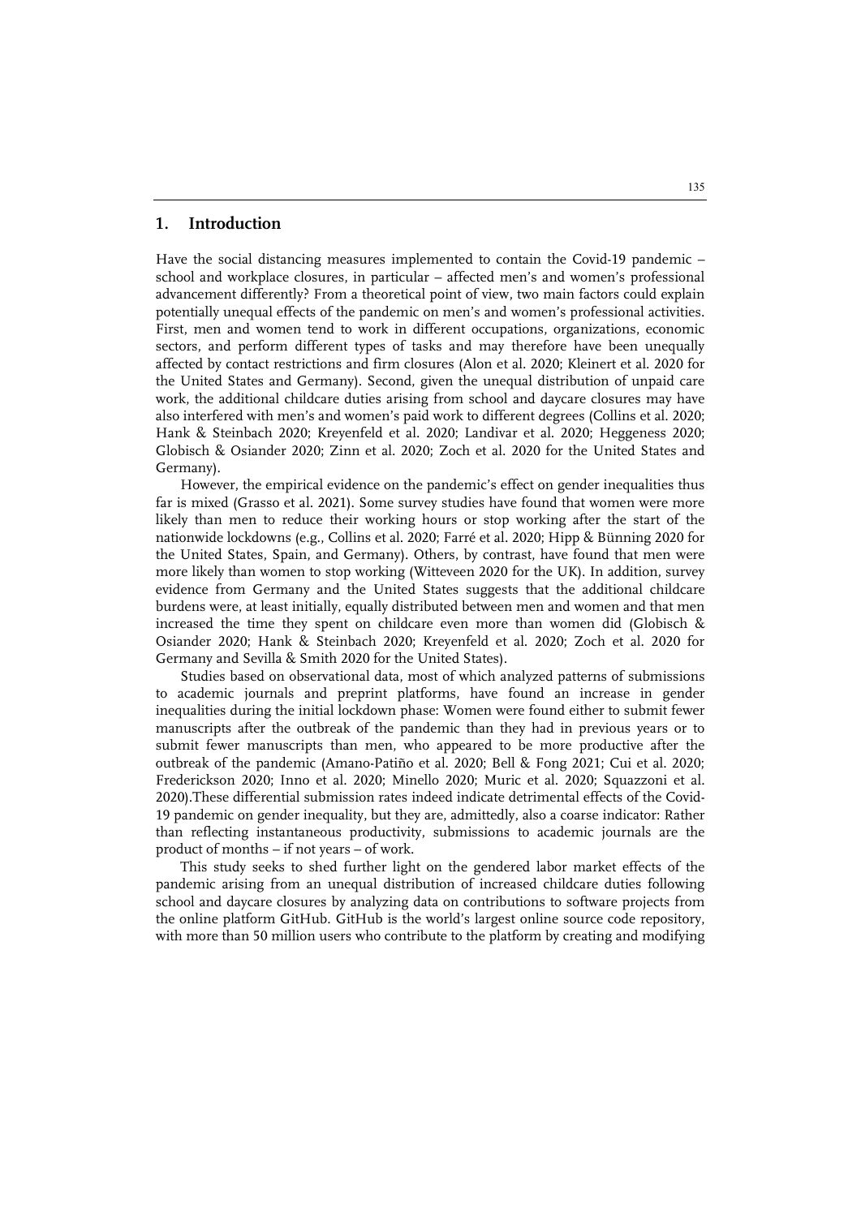## 1. Introduction

Have the social distancing measures implemented to contain the Covid-19 pandemic – school and workplace closures, in particular – affected men's and women's professional advancement differently? From a theoretical point of view, two main factors could explain potentially unequal effects of the pandemic on men's and women's professional activities. First, men and women tend to work in different occupations, organizations, economic sectors, and perform different types of tasks and may therefore have been unequally affected by contact restrictions and firm closures (Alon et al. 2020; Kleinert et al. 2020 for the United States and Germany). Second, given the unequal distribution of unpaid care work, the additional childcare duties arising from school and daycare closures may have also interfered with men's and women's paid work to different degrees (Collins et al. 2020; Hank & Steinbach 2020; Kreyenfeld et al. 2020; Landivar et al. 2020; Heggeness 2020; Globisch & Osiander 2020; Zinn et al. 2020; Zoch et al. 2020 for the United States and Germany).

However, the empirical evidence on the pandemic's effect on gender inequalities thus far is mixed (Grasso et al. 2021). Some survey studies have found that women were more likely than men to reduce their working hours or stop working after the start of the nationwide lockdowns (e.g., Collins et al. 2020; Farré et al. 2020; Hipp & Bünning 2020 for the United States, Spain, and Germany). Others, by contrast, have found that men were more likely than women to stop working (Witteveen 2020 for the UK). In addition, survey evidence from Germany and the United States suggests that the additional childcare burdens were, at least initially, equally distributed between men and women and that men increased the time they spent on childcare even more than women did (Globisch & Osiander 2020; Hank & Steinbach 2020; Kreyenfeld et al. 2020; Zoch et al. 2020 for Germany and Sevilla & Smith 2020 for the United States).

Studies based on observational data, most of which analyzed patterns of submissions to academic journals and preprint platforms, have found an increase in gender inequalities during the initial lockdown phase: Women were found either to submit fewer manuscripts after the outbreak of the pandemic than they had in previous years or to submit fewer manuscripts than men, who appeared to be more productive after the outbreak of the pandemic (Amano-Patiño et al. 2020; Bell & Fong 2021; Cui et al. 2020; Frederickson 2020; Inno et al. 2020; Minello 2020; Muric et al. 2020; Squazzoni et al. 2020).These differential submission rates indeed indicate detrimental effects of the Covid-19 pandemic on gender inequality, but they are, admittedly, also a coarse indicator: Rather than reflecting instantaneous productivity, submissions to academic journals are the product of months – if not years – of work.

This study seeks to shed further light on the gendered labor market effects of the pandemic arising from an unequal distribution of increased childcare duties following school and daycare closures by analyzing data on contributions to software projects from the online platform GitHub. GitHub is the world's largest online source code repository, with more than 50 million users who contribute to the platform by creating and modifying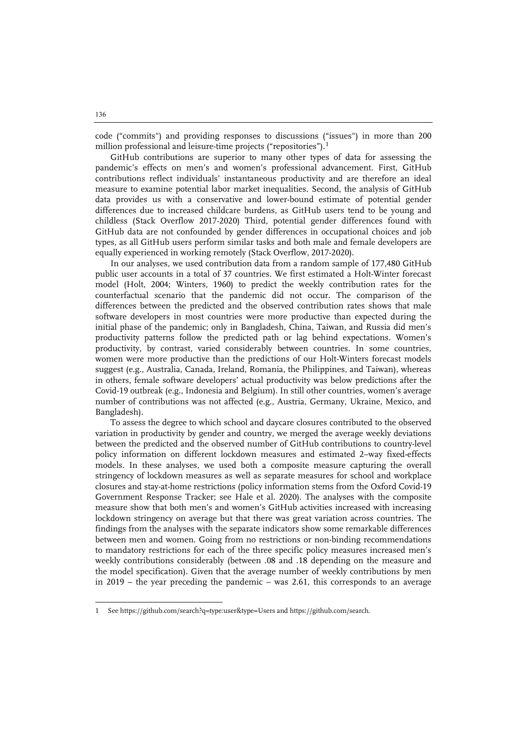code ("commits") and providing responses to discussions ("issues") in more than 200 million professional and leisure-time projects ("repositories").[1]

GitHub contributions are superior to many other types of data for assessing the pandemic's effects on men's and women's professional advancement. First, GitHub contributions reflect individuals' instantaneous productivity and are therefore an ideal measure to examine potential labor market inequalities. Second, the analysis of GitHub data provides us with a conservative and lower-bound estimate of potential gender differences due to increased childcare burdens, as GitHub users tend to be young and childless (Stack Overflow 2017-2020) Third, potential gender differences found with GitHub data are not confounded by gender differences in occupational choices and job types, as all GitHub users perform similar tasks and both male and female developers are equally experienced in working remotely (Stack Overflow, 2017-2020).

In our analyses, we used contribution data from a random sample of 177,480 GitHub public user accounts in a total of 37 countries. We first estimated a Holt-Winter forecast model (Holt, 2004; Winters, 1960) to predict the weekly contribution rates for the counterfactual scenario that the pandemic did not occur. The comparison of the differences between the predicted and the observed contribution rates shows that male software developers in most countries were more productive than expected during the initial phase of the pandemic; only in Bangladesh, China, Taiwan, and Russia did men's productivity patterns follow the predicted path or lag behind expectations. Women's productivity, by contrast, varied considerably between countries. In some countries, women were more productive than the predictions of our Holt-Winters forecast models suggest (e.g., Australia, Canada, Ireland, Romania, the Philippines, and Taiwan), whereas in others, female software developers' actual productivity was below predictions after the Covid-19 outbreak (e.g., Indonesia and Belgium). In still other countries, women's average number of contributions was not affected (e.g., Austria, Germany, Ukraine, Mexico, and Bangladesh).

To assess the degree to which school and daycare closures contributed to the observed variation in productivity by gender and country, we merged the average weekly deviations between the predicted and the observed number of GitHub contributions to country-level policy information on different lockdown measures and estimated 2–way fixed-effects models. In these analyses, we used both a composite measure capturing the overall stringency of lockdown measures as well as separate measures for school and workplace closures and stay-at-home restrictions (policy information stems from the Oxford Covid-19 Government Response Tracker; see Hale et al. 2020). The analyses with the composite measure show that both men's and women's GitHub activities increased with increasing lockdown stringency on average but that there was great variation across countries. The findings from the analyses with the separate indicators show some remarkable differences between men and women. Going from no restrictions or non-binding recommendations to mandatory restrictions for each of the three specific policy measures increased men's weekly contributions considerably (between .08 and .18 depending on the measure and the model specification). Given that the average number of weekly contributions by men in 2019 – the year preceding the pandemic – was 2.61, this corresponds to an average

[1] See https://github.com/search?q=type:user&type=Users and https://github.com/search.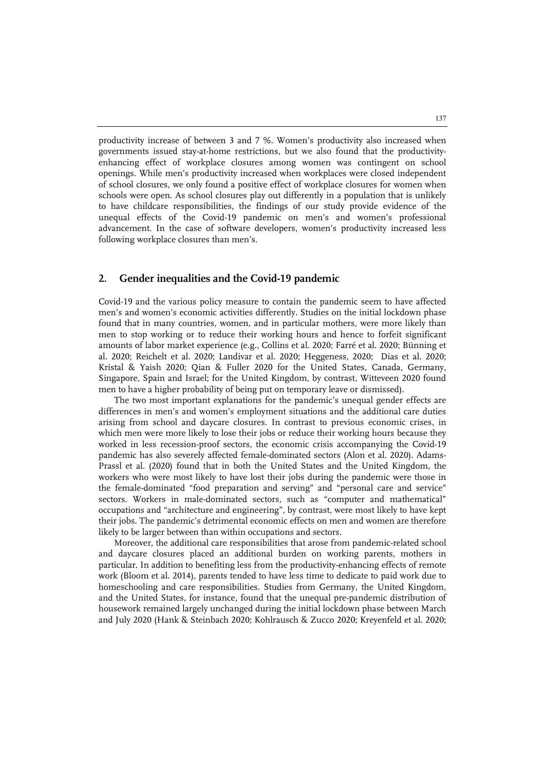productivity increase of between 3 and 7 %. Women's productivity also increased when governments issued stay-at-home restrictions, but we also found that the productivity-enhancing effect of workplace closures among women was contingent on school openings. While men's productivity increased when workplaces were closed independent of school closures, we only found a positive effect of workplace closures for women when schools were open. As school closures play out differently in a population that is unlikely to have childcare responsibilities, the findings of our study provide evidence of the unequal effects of the Covid-19 pandemic on men's and women's professional advancement. In the case of software developers, women's productivity increased less following workplace closures than men's.

## 2. Gender inequalities and the Covid-19 pandemic

Covid-19 and the various policy measure to contain the pandemic seem to have affected men's and women's economic activities differently. Studies on the initial lockdown phase found that in many countries, women, and in particular mothers, were more likely than men to stop working or to reduce their working hours and hence to forfeit significant amounts of labor market experience (e.g., Collins et al. 2020; Farré et al. 2020; Bünning et al. 2020; Reichelt et al. 2020; Landivar et al. 2020; Heggeness, 2020; Dias et al. 2020; Kristal & Yaish 2020; Qian & Fuller 2020 for the United States, Canada, Germany, Singapore, Spain and Israel; for the United Kingdom, by contrast, Witteveen 2020 found men to have a higher probability of being put on temporary leave or dismissed).

The two most important explanations for the pandemic's unequal gender effects are differences in men's and women's employment situations and the additional care duties arising from school and daycare closures. In contrast to previous economic crises, in which men were more likely to lose their jobs or reduce their working hours because they worked in less recession-proof sectors, the economic crisis accompanying the Covid-19 pandemic has also severely affected female-dominated sectors (Alon et al. 2020). Adams-Prassl et al. (2020) found that in both the United States and the United Kingdom, the workers who were most likely to have lost their jobs during the pandemic were those in the female-dominated "food preparation and serving" and "personal care and service" sectors. Workers in male-dominated sectors, such as "computer and mathematical" occupations and "architecture and engineering", by contrast, were most likely to have kept their jobs. The pandemic's detrimental economic effects on men and women are therefore likely to be larger between than within occupations and sectors.

Moreover, the additional care responsibilities that arose from pandemic-related school and daycare closures placed an additional burden on working parents, mothers in particular. In addition to benefiting less from the productivity-enhancing effects of remote work (Bloom et al. 2014), parents tended to have less time to dedicate to paid work due to homeschooling and care responsibilities. Studies from Germany, the United Kingdom, and the United States, for instance, found that the unequal pre-pandemic distribution of housework remained largely unchanged during the initial lockdown phase between March and July 2020 (Hank & Steinbach 2020; Kohlrausch & Zucco 2020; Kreyenfeld et al. 2020;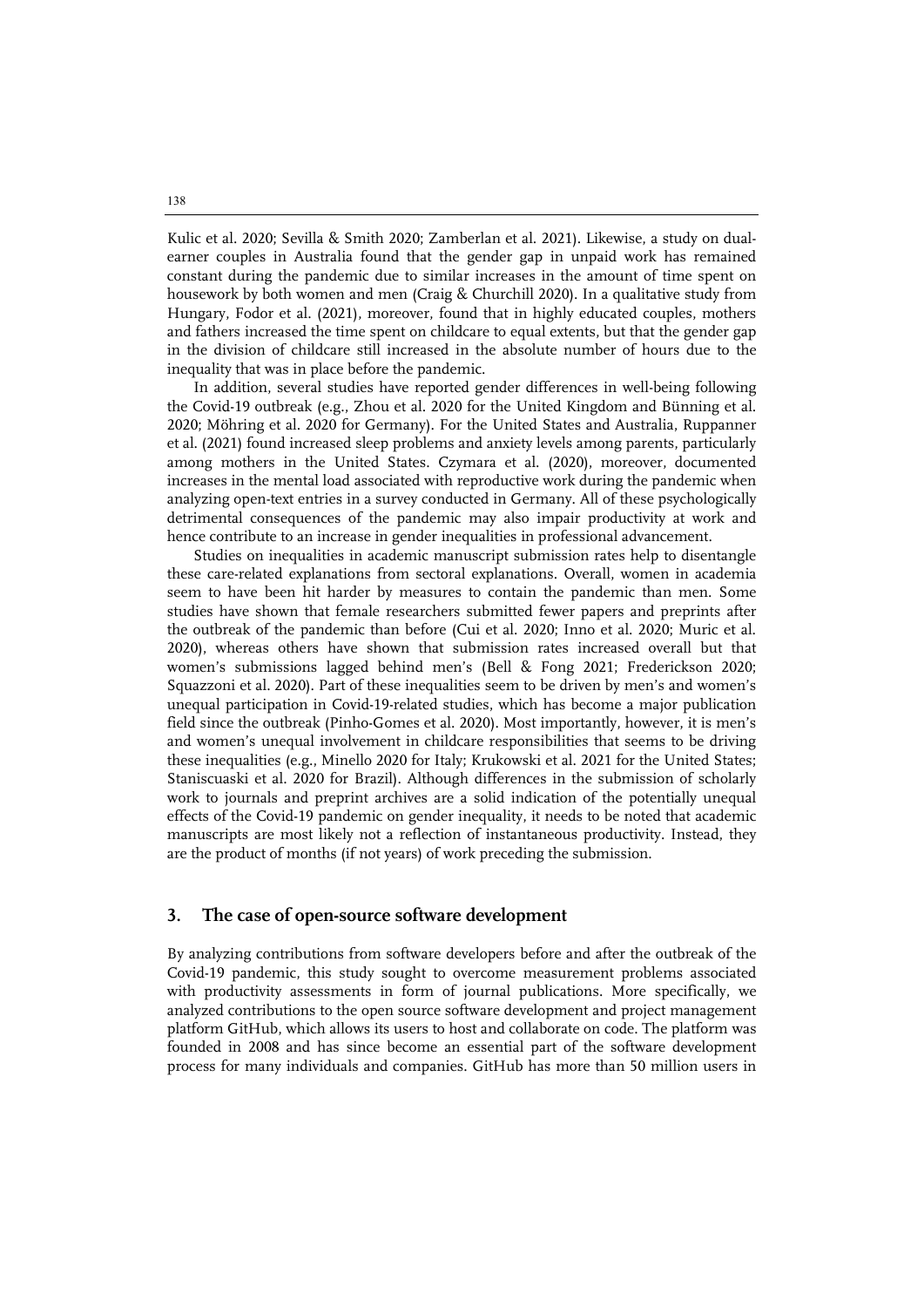Kulic et al. 2020; Sevilla & Smith 2020; Zamberlan et al. 2021). Likewise, a study on dual-earner couples in Australia found that the gender gap in unpaid work has remained constant during the pandemic due to similar increases in the amount of time spent on housework by both women and men (Craig & Churchill 2020). In a qualitative study from Hungary, Fodor et al. (2021), moreover, found that in highly educated couples, mothers and fathers increased the time spent on childcare to equal extents, but that the gender gap in the division of childcare still increased in the absolute number of hours due to the inequality that was in place before the pandemic.

In addition, several studies have reported gender differences in well-being following the Covid-19 outbreak (e.g., Zhou et al. 2020 for the United Kingdom and Bünning et al. 2020; Möhring et al. 2020 for Germany). For the United States and Australia, Ruppanner et al. (2021) found increased sleep problems and anxiety levels among parents, particularly among mothers in the United States. Czymara et al. (2020), moreover, documented increases in the mental load associated with reproductive work during the pandemic when analyzing open-text entries in a survey conducted in Germany. All of these psychologically detrimental consequences of the pandemic may also impair productivity at work and hence contribute to an increase in gender inequalities in professional advancement.

Studies on inequalities in academic manuscript submission rates help to disentangle these care-related explanations from sectoral explanations. Overall, women in academia seem to have been hit harder by measures to contain the pandemic than men. Some studies have shown that female researchers submitted fewer papers and preprints after the outbreak of the pandemic than before (Cui et al. 2020; Inno et al. 2020; Muric et al. 2020), whereas others have shown that submission rates increased overall but that women's submissions lagged behind men's (Bell & Fong 2021; Frederickson 2020; Squazzoni et al. 2020). Part of these inequalities seem to be driven by men's and women's unequal participation in Covid-19-related studies, which has become a major publication field since the outbreak (Pinho-Gomes et al. 2020). Most importantly, however, it is men's and women's unequal involvement in childcare responsibilities that seems to be driving these inequalities (e.g., Minello 2020 for Italy; Krukowski et al. 2021 for the United States; Staniscuaski et al. 2020 for Brazil). Although differences in the submission of scholarly work to journals and preprint archives are a solid indication of the potentially unequal effects of the Covid-19 pandemic on gender inequality, it needs to be noted that academic manuscripts are most likely not a reflection of instantaneous productivity. Instead, they are the product of months (if not years) of work preceding the submission.

## 3. The case of open-source software development

By analyzing contributions from software developers before and after the outbreak of the Covid-19 pandemic, this study sought to overcome measurement problems associated with productivity assessments in form of journal publications. More specifically, we analyzed contributions to the open source software development and project management platform GitHub, which allows its users to host and collaborate on code. The platform was founded in 2008 and has since become an essential part of the software development process for many individuals and companies. GitHub has more than 50 million users in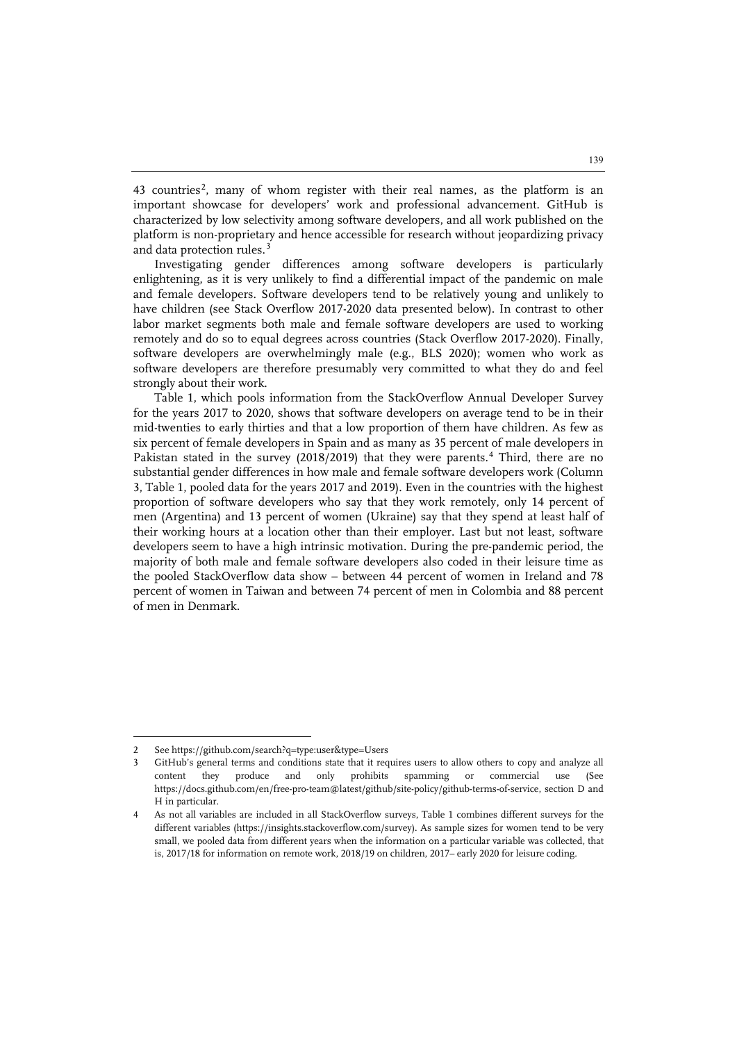43 countries[2], many of whom register with their real names, as the platform is an important showcase for developers' work and professional advancement. GitHub is characterized by low selectivity among software developers, and all work published on the platform is non-proprietary and hence accessible for research without jeopardizing privacy and data protection rules.[3]

Investigating gender differences among software developers is particularly enlightening, as it is very unlikely to find a differential impact of the pandemic on male and female developers. Software developers tend to be relatively young and unlikely to have children (see Stack Overflow 2017-2020 data presented below). In contrast to other labor market segments both male and female software developers are used to working remotely and do so to equal degrees across countries (Stack Overflow 2017-2020). Finally, software developers are overwhelmingly male (e.g., BLS 2020); women who work as software developers are therefore presumably very committed to what they do and feel strongly about their work.

Table 1, which pools information from the StackOverflow Annual Developer Survey for the years 2017 to 2020, shows that software developers on average tend to be in their mid-twenties to early thirties and that a low proportion of them have children. As few as six percent of female developers in Spain and as many as 35 percent of male developers in Pakistan stated in the survey (2018/2019) that they were parents.[4] Third, there are no substantial gender differences in how male and female software developers work (Column 3, Table 1, pooled data for the years 2017 and 2019). Even in the countries with the highest proportion of software developers who say that they work remotely, only 14 percent of men (Argentina) and 13 percent of women (Ukraine) say that they spend at least half of their working hours at a location other than their employer. Last but not least, software developers seem to have a high intrinsic motivation. During the pre-pandemic period, the majority of both male and female software developers also coded in their leisure time as the pooled StackOverflow data show – between 44 percent of women in Ireland and 78 percent of women in Taiwan and between 74 percent of men in Colombia and 88 percent of men in Denmark.

---

2 See https://github.com/search?q=type:user&type=Users

3 GitHub's general terms and conditions state that it requires users to allow others to copy and analyze all content they produce and only prohibits spamming or commercial use (See https://docs.github.com/en/free-pro-team@latest/github/site-policy/github-terms-of-service, section D and H in particular.

4 As not all variables are included in all StackOverflow surveys, Table 1 combines different surveys for the different variables (https://insights.stackoverflow.com/survey). As sample sizes for women tend to be very small, we pooled data from different years when the information on a particular variable was collected, that is, 2017/18 for information on remote work, 2018/19 on children, 2017– early 2020 for leisure coding.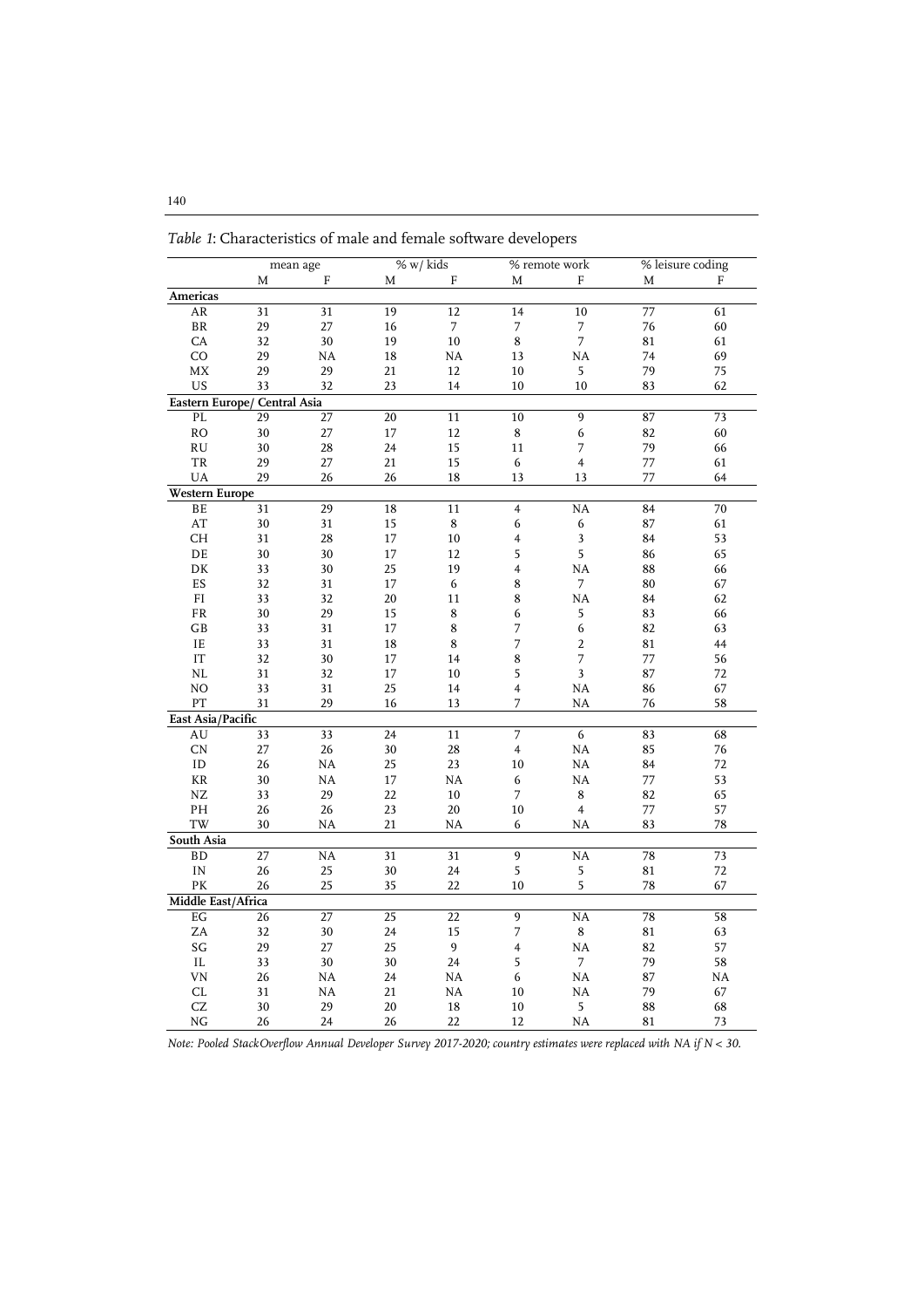*Table 1*: Characteristics of male and female software developers

| | mean age | | % w/ kids | | % remote work | | % leisure coding | |
|---|---|---|---|---|---|---|---|---|
| | M | F | M | F | M | F | M | F |
| **Americas** | | | | | | | | |
| AR | 31 | 31 | 19 | 12 | 14 | 10 | 77 | 61 |
| BR | 29 | 27 | 16 | 7 | 7 | 7 | 76 | 60 |
| CA | 32 | 30 | 19 | 10 | 8 | 7 | 81 | 61 |
| CO | 29 | NA | 18 | NA | 13 | NA | 74 | 69 |
| MX | 29 | 29 | 21 | 12 | 10 | 5 | 79 | 75 |
| US | 33 | 32 | 23 | 14 | 10 | 10 | 83 | 62 |
| **Eastern Europe/ Central Asia** | | | | | | | | |
| PL | 29 | 27 | 20 | 11 | 10 | 9 | 87 | 73 |
| RO | 30 | 27 | 17 | 12 | 8 | 6 | 82 | 60 |
| RU | 30 | 28 | 24 | 15 | 11 | 7 | 79 | 66 |
| TR | 29 | 27 | 21 | 15 | 6 | 4 | 77 | 61 |
| UA | 29 | 26 | 26 | 18 | 13 | 13 | 77 | 64 |
| **Western Europe** | | | | | | | | |
| BE | 31 | 29 | 18 | 11 | 4 | NA | 84 | 70 |
| AT | 30 | 31 | 15 | 8 | 6 | 6 | 87 | 61 |
| CH | 31 | 28 | 17 | 10 | 4 | 3 | 84 | 53 |
| DE | 30 | 30 | 17 | 12 | 5 | 5 | 86 | 65 |
| DK | 33 | 30 | 25 | 19 | 4 | NA | 88 | 66 |
| ES | 32 | 31 | 17 | 6 | 8 | 7 | 80 | 67 |
| FI | 33 | 32 | 20 | 11 | 8 | NA | 84 | 62 |
| FR | 30 | 29 | 15 | 8 | 6 | 5 | 83 | 66 |
| GB | 33 | 31 | 17 | 8 | 7 | 6 | 82 | 63 |
| IE | 33 | 31 | 18 | 8 | 7 | 2 | 81 | 44 |
| IT | 32 | 30 | 17 | 14 | 8 | 7 | 77 | 56 |
| NL | 31 | 32 | 17 | 10 | 5 | 3 | 87 | 72 |
| NO | 33 | 31 | 25 | 14 | 4 | NA | 86 | 67 |
| PT | 31 | 29 | 16 | 13 | 7 | NA | 76 | 58 |
| **East Asia/Pacific** | | | | | | | | |
| AU | 33 | 33 | 24 | 11 | 7 | 6 | 83 | 68 |
| CN | 27 | 26 | 30 | 28 | 4 | NA | 85 | 76 |
| ID | 26 | NA | 25 | 23 | 10 | NA | 84 | 72 |
| KR | 30 | NA | 17 | NA | 6 | NA | 77 | 53 |
| NZ | 33 | 29 | 22 | 10 | 7 | 8 | 82 | 65 |
| PH | 26 | 26 | 23 | 20 | 10 | 4 | 77 | 57 |
| TW | 30 | NA | 21 | NA | 6 | NA | 83 | 78 |
| **South Asia** | | | | | | | | |
| BD | 27 | NA | 31 | 31 | 9 | NA | 78 | 73 |
| IN | 26 | 25 | 30 | 24 | 5 | 5 | 81 | 72 |
| PK | 26 | 25 | 35 | 22 | 10 | 5 | 78 | 67 |
| **Middle East/Africa** | | | | | | | | |
| EG | 26 | 27 | 25 | 22 | 9 | NA | 78 | 58 |
| ZA | 32 | 30 | 24 | 15 | 7 | 8 | 81 | 63 |
| SG | 29 | 27 | 25 | 9 | 4 | NA | 82 | 57 |
| IL | 33 | 30 | 30 | 24 | 5 | 7 | 79 | 58 |
| VN | 26 | NA | 24 | NA | 6 | NA | 87 | NA |
| CL | 31 | NA | 21 | NA | 10 | NA | 79 | 67 |
| CZ | 30 | 29 | 20 | 18 | 10 | 5 | 88 | 68 |
| NG | 26 | 24 | 26 | 22 | 12 | NA | 81 | 73 |

*Note: Pooled StackOverflow Annual Developer Survey 2017-2020; country estimates were replaced with NA if N < 30.*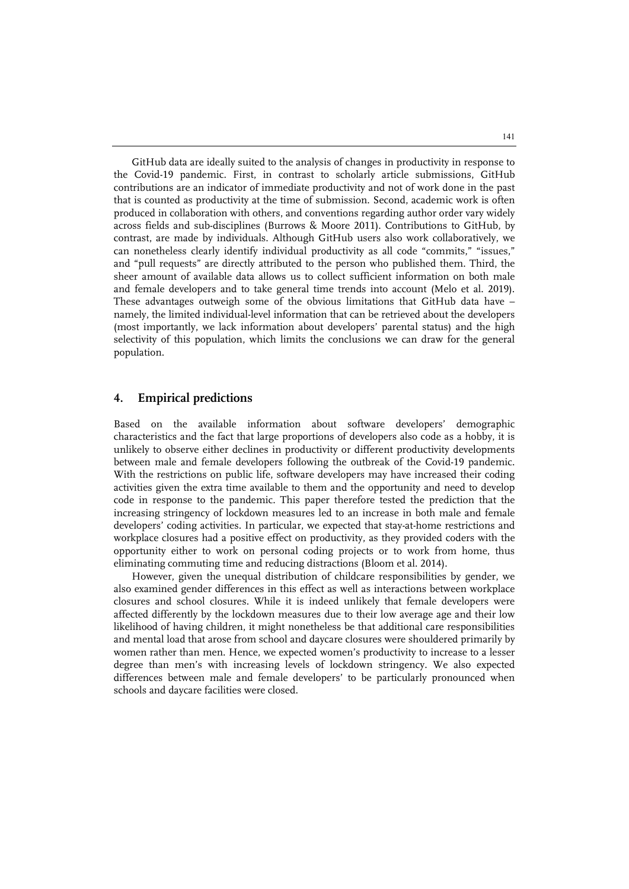GitHub data are ideally suited to the analysis of changes in productivity in response to the Covid-19 pandemic. First, in contrast to scholarly article submissions, GitHub contributions are an indicator of immediate productivity and not of work done in the past that is counted as productivity at the time of submission. Second, academic work is often produced in collaboration with others, and conventions regarding author order vary widely across fields and sub-disciplines (Burrows & Moore 2011). Contributions to GitHub, by contrast, are made by individuals. Although GitHub users also work collaboratively, we can nonetheless clearly identify individual productivity as all code "commits," "issues," and "pull requests" are directly attributed to the person who published them. Third, the sheer amount of available data allows us to collect sufficient information on both male and female developers and to take general time trends into account (Melo et al. 2019). These advantages outweigh some of the obvious limitations that GitHub data have – namely, the limited individual-level information that can be retrieved about the developers (most importantly, we lack information about developers' parental status) and the high selectivity of this population, which limits the conclusions we can draw for the general population.

## 4. Empirical predictions

Based on the available information about software developers' demographic characteristics and the fact that large proportions of developers also code as a hobby, it is unlikely to observe either declines in productivity or different productivity developments between male and female developers following the outbreak of the Covid-19 pandemic. With the restrictions on public life, software developers may have increased their coding activities given the extra time available to them and the opportunity and need to develop code in response to the pandemic. This paper therefore tested the prediction that the increasing stringency of lockdown measures led to an increase in both male and female developers' coding activities. In particular, we expected that stay-at-home restrictions and workplace closures had a positive effect on productivity, as they provided coders with the opportunity either to work on personal coding projects or to work from home, thus eliminating commuting time and reducing distractions (Bloom et al. 2014).

However, given the unequal distribution of childcare responsibilities by gender, we also examined gender differences in this effect as well as interactions between workplace closures and school closures. While it is indeed unlikely that female developers were affected differently by the lockdown measures due to their low average age and their low likelihood of having children, it might nonetheless be that additional care responsibilities and mental load that arose from school and daycare closures were shouldered primarily by women rather than men. Hence, we expected women's productivity to increase to a lesser degree than men's with increasing levels of lockdown stringency. We also expected differences between male and female developers' to be particularly pronounced when schools and daycare facilities were closed.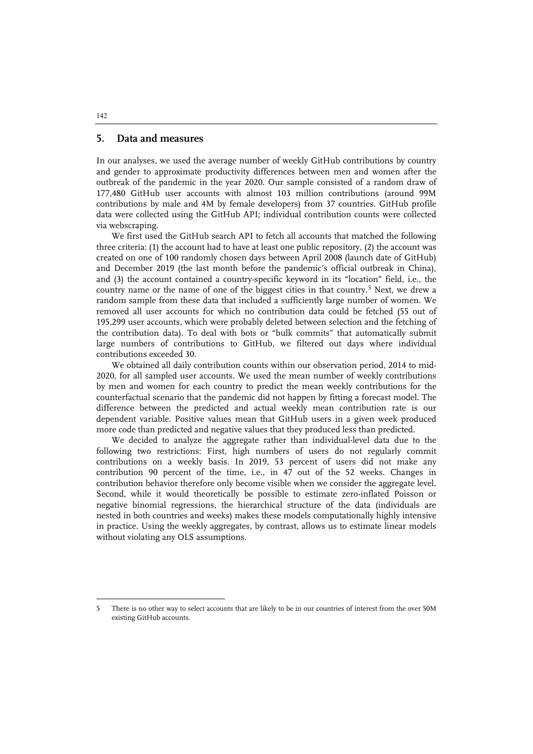## 5. Data and measures

In our analyses, we used the average number of weekly GitHub contributions by country and gender to approximate productivity differences between men and women after the outbreak of the pandemic in the year 2020. Our sample consisted of a random draw of 177,480 GitHub user accounts with almost 103 million contributions (around 99M contributions by male and 4M by female developers) from 37 countries. GitHub profile data were collected using the GitHub API; individual contribution counts were collected via webscraping.

We first used the GitHub search API to fetch all accounts that matched the following three criteria: (1) the account had to have at least one public repository, (2) the account was created on one of 100 randomly chosen days between April 2008 (launch date of GitHub) and December 2019 (the last month before the pandemic's official outbreak in China), and (3) the account contained a country-specific keyword in its "location" field, i.e., the country name or the name of one of the biggest cities in that country.[5] Next, we drew a random sample from these data that included a sufficiently large number of women. We removed all user accounts for which no contribution data could be fetched (55 out of 195,299 user accounts, which were probably deleted between selection and the fetching of the contribution data). To deal with bots or "bulk commits" that automatically submit large numbers of contributions to GitHub, we filtered out days where individual contributions exceeded 30.

We obtained all daily contribution counts within our observation period, 2014 to mid-2020, for all sampled user accounts. We used the mean number of weekly contributions by men and women for each country to predict the mean weekly contributions for the counterfactual scenario that the pandemic did not happen by fitting a forecast model. The difference between the predicted and actual weekly mean contribution rate is our dependent variable. Positive values mean that GitHub users in a given week produced more code than predicted and negative values that they produced less than predicted.

We decided to analyze the aggregate rather than individual-level data due to the following two restrictions: First, high numbers of users do not regularly commit contributions on a weekly basis. In 2019, 53 percent of users did not make any contribution 90 percent of the time, i.e., in 47 out of the 52 weeks. Changes in contribution behavior therefore only become visible when we consider the aggregate level. Second, while it would theoretically be possible to estimate zero-inflated Poisson or negative binomial regressions, the hierarchical structure of the data (individuals are nested in both countries and weeks) makes these models computationally highly intensive in practice. Using the weekly aggregates, by contrast, allows us to estimate linear models without violating any OLS assumptions.

---

5 There is no other way to select accounts that are likely to be in our countries of interest from the over 50M existing GitHub accounts.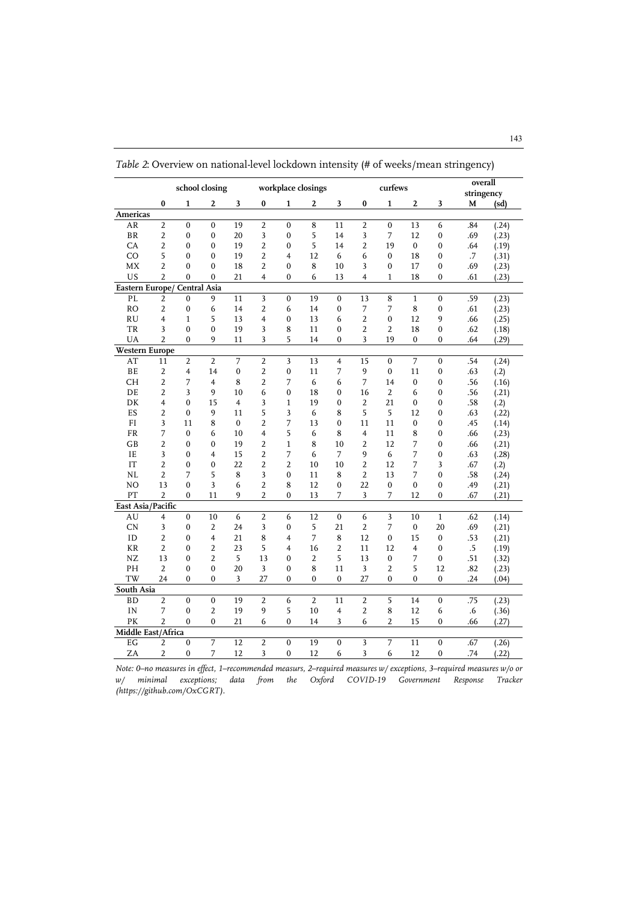*Table 2*: Overview on national-level lockdown intensity (# of weeks/mean stringency)

| | school closing | | | | workplace closings | | | | curfews | | | | overall stringency | |
|---|---|---|---|---|---|---|---|---|---|---|---|---|---|---|
| | **0** | **1** | **2** | **3** | **0** | **1** | **2** | **3** | **0** | **1** | **2** | **3** | **M** | **(sd)** |
| **Americas** | | | | | | | | | | | | | | |
| AR | 2 | 0 | 0 | 19 | 2 | 0 | 8 | 11 | 2 | 0 | 13 | 6 | .84 | (.24) |
| BR | 2 | 0 | 0 | 20 | 3 | 0 | 5 | 14 | 3 | 7 | 12 | 0 | .69 | (.23) |
| CA | 2 | 0 | 0 | 19 | 2 | 0 | 5 | 14 | 2 | 19 | 0 | 0 | .64 | (.19) |
| CO | 5 | 0 | 0 | 19 | 2 | 4 | 12 | 6 | 6 | 0 | 18 | 0 | .7 | (.31) |
| MX | 2 | 0 | 0 | 18 | 2 | 0 | 8 | 10 | 3 | 0 | 17 | 0 | .69 | (.23) |
| US | 2 | 0 | 0 | 21 | 4 | 0 | 6 | 13 | 4 | 1 | 18 | 0 | .61 | (.23) |
| **Eastern Europe/ Central Asia** | | | | | | | | | | | | | | |
| PL | 2 | 0 | 9 | 11 | 3 | 0 | 19 | 0 | 13 | 8 | 1 | 0 | .59 | (.23) |
| RO | 2 | 0 | 6 | 14 | 2 | 6 | 14 | 0 | 7 | 7 | 8 | 0 | .61 | (.23) |
| RU | 4 | 1 | 5 | 13 | 4 | 0 | 13 | 6 | 2 | 0 | 12 | 9 | .66 | (.25) |
| TR | 3 | 0 | 0 | 19 | 3 | 8 | 11 | 0 | 2 | 2 | 18 | 0 | .62 | (.18) |
| UA | 2 | 0 | 9 | 11 | 3 | 5 | 14 | 0 | 3 | 19 | 0 | 0 | .64 | (.29) |
| **Western Europe** | | | | | | | | | | | | | | |
| AT | 11 | 2 | 2 | 7 | 2 | 3 | 13 | 4 | 15 | 0 | 7 | 0 | .54 | (.24) |
| BE | 2 | 4 | 14 | 0 | 2 | 0 | 11 | 7 | 9 | 0 | 11 | 0 | .63 | (.2) |
| CH | 2 | 7 | 4 | 8 | 2 | 7 | 6 | 6 | 7 | 14 | 0 | 0 | .56 | (.16) |
| DE | 2 | 3 | 9 | 10 | 6 | 0 | 18 | 0 | 16 | 2 | 6 | 0 | .56 | (.21) |
| DK | 4 | 0 | 15 | 4 | 3 | 1 | 19 | 0 | 2 | 21 | 0 | 0 | .58 | (.2) |
| ES | 2 | 0 | 9 | 11 | 5 | 3 | 6 | 8 | 5 | 5 | 12 | 0 | .63 | (.22) |
| FI | 3 | 11 | 8 | 0 | 2 | 7 | 13 | 0 | 11 | 11 | 0 | 0 | .45 | (.14) |
| FR | 7 | 0 | 6 | 10 | 4 | 5 | 6 | 8 | 4 | 11 | 8 | 0 | .66 | (.23) |
| GB | 2 | 0 | 0 | 19 | 2 | 1 | 8 | 10 | 2 | 12 | 7 | 0 | .66 | (.21) |
| IE | 3 | 0 | 4 | 15 | 2 | 7 | 6 | 7 | 9 | 6 | 7 | 0 | .63 | (.28) |
| IT | 2 | 0 | 0 | 22 | 2 | 2 | 10 | 10 | 2 | 12 | 7 | 3 | .67 | (.2) |
| NL | 2 | 7 | 5 | 8 | 3 | 0 | 11 | 8 | 2 | 13 | 7 | 0 | .58 | (.24) |
| NO | 13 | 0 | 3 | 6 | 2 | 8 | 12 | 0 | 22 | 0 | 0 | 0 | .49 | (.21) |
| PT | 2 | 0 | 11 | 9 | 2 | 0 | 13 | 7 | 3 | 7 | 12 | 0 | .67 | (.21) |
| **East Asia/Pacific** | | | | | | | | | | | | | | |
| AU | 4 | 0 | 10 | 6 | 2 | 6 | 12 | 0 | 6 | 3 | 10 | 1 | .62 | (.14) |
| CN | 3 | 0 | 2 | 24 | 3 | 0 | 5 | 21 | 2 | 7 | 0 | 20 | .69 | (.21) |
| ID | 2 | 0 | 4 | 21 | 8 | 4 | 7 | 8 | 12 | 0 | 15 | 0 | .53 | (.21) |
| KR | 2 | 0 | 2 | 23 | 5 | 4 | 16 | 2 | 11 | 12 | 4 | 0 | .5 | (.19) |
| NZ | 13 | 0 | 2 | 5 | 13 | 0 | 2 | 5 | 13 | 0 | 7 | 0 | .51 | (.32) |
| PH | 2 | 0 | 0 | 20 | 3 | 0 | 8 | 11 | 3 | 2 | 5 | 12 | .82 | (.23) |
| TW | 24 | 0 | 0 | 3 | 27 | 0 | 0 | 0 | 27 | 0 | 0 | 0 | .24 | (.04) |
| **South Asia** | | | | | | | | | | | | | | |
| BD | 2 | 0 | 0 | 19 | 2 | 6 | 2 | 11 | 2 | 5 | 14 | 0 | .75 | (.23) |
| IN | 7 | 0 | 2 | 19 | 9 | 5 | 10 | 4 | 2 | 8 | 12 | 6 | .6 | (.36) |
| PK | 2 | 0 | 0 | 21 | 6 | 0 | 14 | 3 | 6 | 2 | 15 | 0 | .66 | (.27) |
| **Middle East/Africa** | | | | | | | | | | | | | | |
| EG | 2 | 0 | 7 | 12 | 2 | 0 | 19 | 0 | 3 | 7 | 11 | 0 | .67 | (.26) |
| ZA | 2 | 0 | 7 | 12 | 3 | 0 | 12 | 6 | 3 | 6 | 12 | 0 | .74 | (.22) |

*Note: 0–no measures in effect, 1–recommended measurs, 2–required measures w/ exceptions, 3–required measures w/o or w/ minimal exceptions; data from the Oxford COVID-19 Government Response Tracker (https://github.com/OxCGRT).*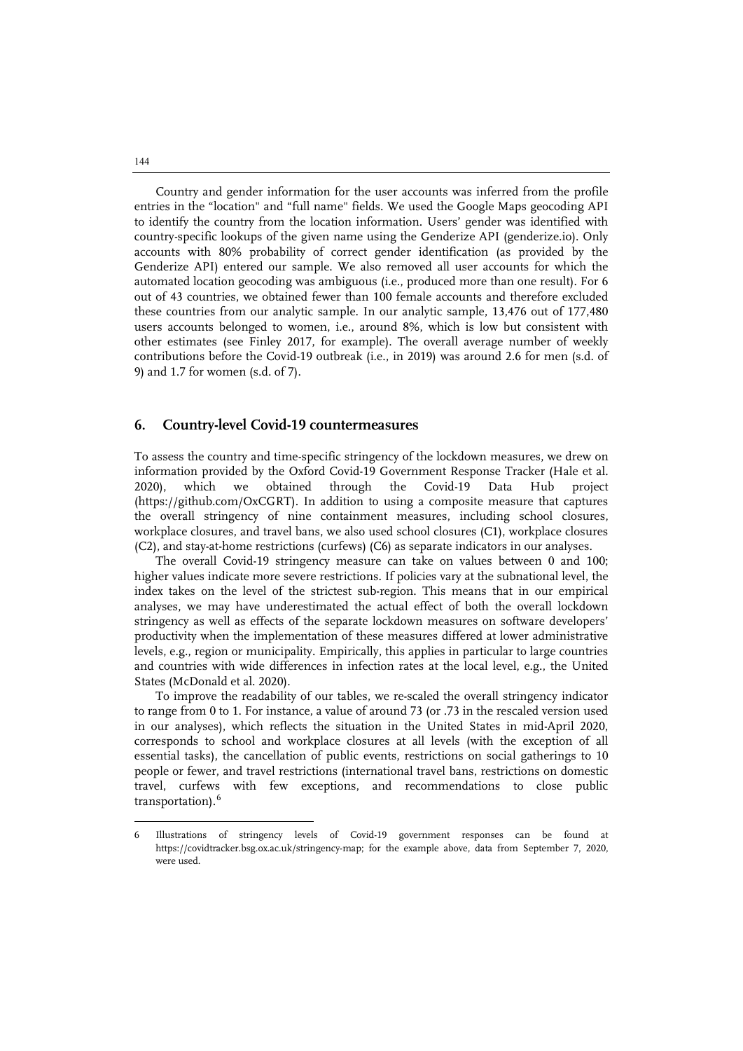Country and gender information for the user accounts was inferred from the profile entries in the "location" and "full name" fields. We used the Google Maps geocoding API to identify the country from the location information. Users' gender was identified with country-specific lookups of the given name using the Genderize API (genderize.io). Only accounts with 80% probability of correct gender identification (as provided by the Genderize API) entered our sample. We also removed all user accounts for which the automated location geocoding was ambiguous (i.e., produced more than one result). For 6 out of 43 countries, we obtained fewer than 100 female accounts and therefore excluded these countries from our analytic sample. In our analytic sample, 13,476 out of 177,480 users accounts belonged to women, i.e., around 8%, which is low but consistent with other estimates (see Finley 2017, for example). The overall average number of weekly contributions before the Covid-19 outbreak (i.e., in 2019) was around 2.6 for men (s.d. of 9) and 1.7 for women (s.d. of 7).

## 6. Country-level Covid-19 countermeasures

To assess the country and time-specific stringency of the lockdown measures, we drew on information provided by the Oxford Covid-19 Government Response Tracker (Hale et al. 2020), which we obtained through the Covid-19 Data Hub project (https://github.com/OxCGRT). In addition to using a composite measure that captures the overall stringency of nine containment measures, including school closures, workplace closures, and travel bans, we also used school closures (C1), workplace closures (C2), and stay-at-home restrictions (curfews) (C6) as separate indicators in our analyses.

The overall Covid-19 stringency measure can take on values between 0 and 100; higher values indicate more severe restrictions. If policies vary at the subnational level, the index takes on the level of the strictest sub-region. This means that in our empirical analyses, we may have underestimated the actual effect of both the overall lockdown stringency as well as effects of the separate lockdown measures on software developers' productivity when the implementation of these measures differed at lower administrative levels, e.g., region or municipality. Empirically, this applies in particular to large countries and countries with wide differences in infection rates at the local level, e.g., the United States (McDonald et al. 2020).

To improve the readability of our tables, we re-scaled the overall stringency indicator to range from 0 to 1. For instance, a value of around 73 (or .73 in the rescaled version used in our analyses), which reflects the situation in the United States in mid-April 2020, corresponds to school and workplace closures at all levels (with the exception of all essential tasks), the cancellation of public events, restrictions on social gatherings to 10 people or fewer, and travel restrictions (international travel bans, restrictions on domestic travel, curfews with few exceptions, and recommendations to close public transportation).[6]

---

[6] Illustrations of stringency levels of Covid-19 government responses can be found at https://covidtracker.bsg.ox.ac.uk/stringency-map; for the example above, data from September 7, 2020, were used.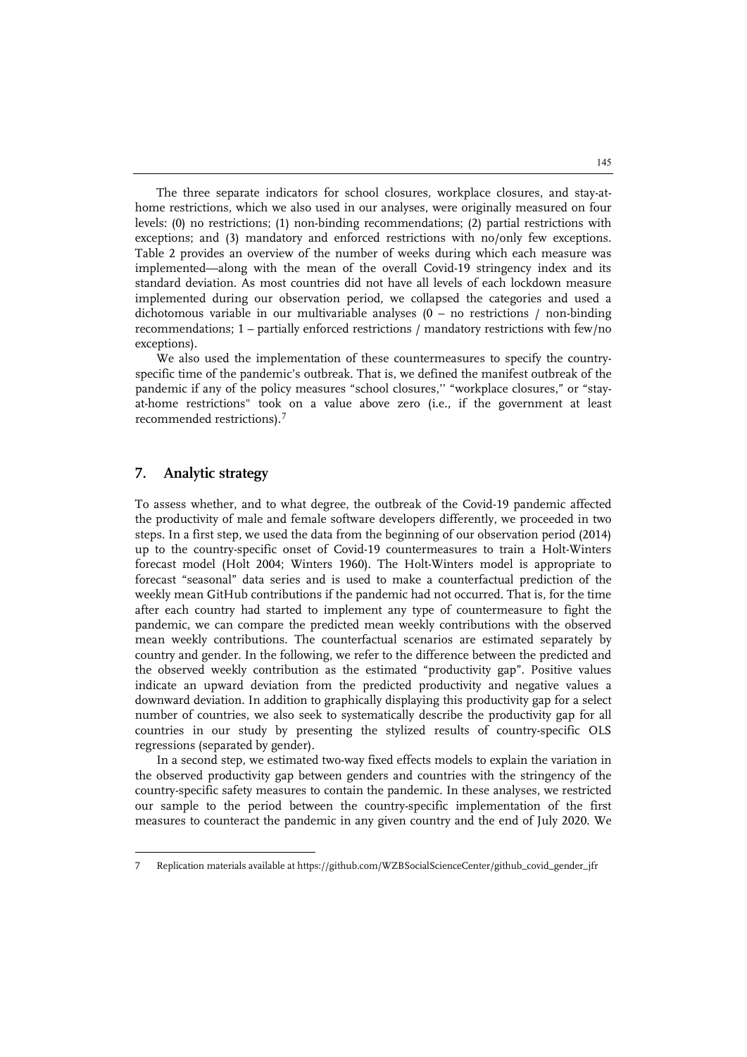The three separate indicators for school closures, workplace closures, and stay-at-home restrictions, which we also used in our analyses, were originally measured on four levels: (0) no restrictions; (1) non-binding recommendations; (2) partial restrictions with exceptions; and (3) mandatory and enforced restrictions with no/only few exceptions. Table 2 provides an overview of the number of weeks during which each measure was implemented—along with the mean of the overall Covid-19 stringency index and its standard deviation. As most countries did not have all levels of each lockdown measure implemented during our observation period, we collapsed the categories and used a dichotomous variable in our multivariable analyses (0 – no restrictions / non-binding recommendations; 1 – partially enforced restrictions / mandatory restrictions with few/no exceptions).

We also used the implementation of these countermeasures to specify the country-specific time of the pandemic's outbreak. That is, we defined the manifest outbreak of the pandemic if any of the policy measures "school closures,'' "workplace closures," or "stay-at-home restrictions" took on a value above zero (i.e., if the government at least recommended restrictions).[7]

## 7. Analytic strategy

To assess whether, and to what degree, the outbreak of the Covid-19 pandemic affected the productivity of male and female software developers differently, we proceeded in two steps. In a first step, we used the data from the beginning of our observation period (2014) up to the country-specific onset of Covid-19 countermeasures to train a Holt-Winters forecast model (Holt 2004; Winters 1960). The Holt-Winters model is appropriate to forecast "seasonal" data series and is used to make a counterfactual prediction of the weekly mean GitHub contributions if the pandemic had not occurred. That is, for the time after each country had started to implement any type of countermeasure to fight the pandemic, we can compare the predicted mean weekly contributions with the observed mean weekly contributions. The counterfactual scenarios are estimated separately by country and gender. In the following, we refer to the difference between the predicted and the observed weekly contribution as the estimated "productivity gap". Positive values indicate an upward deviation from the predicted productivity and negative values a downward deviation. In addition to graphically displaying this productivity gap for a select number of countries, we also seek to systematically describe the productivity gap for all countries in our study by presenting the stylized results of country-specific OLS regressions (separated by gender).

In a second step, we estimated two-way fixed effects models to explain the variation in the observed productivity gap between genders and countries with the stringency of the country-specific safety measures to contain the pandemic. In these analyses, we restricted our sample to the period between the country-specific implementation of the first measures to counteract the pandemic in any given country and the end of July 2020. We

---

7 Replication materials available at https://github.com/WZBSocialScienceCenter/github_covid_gender_jfr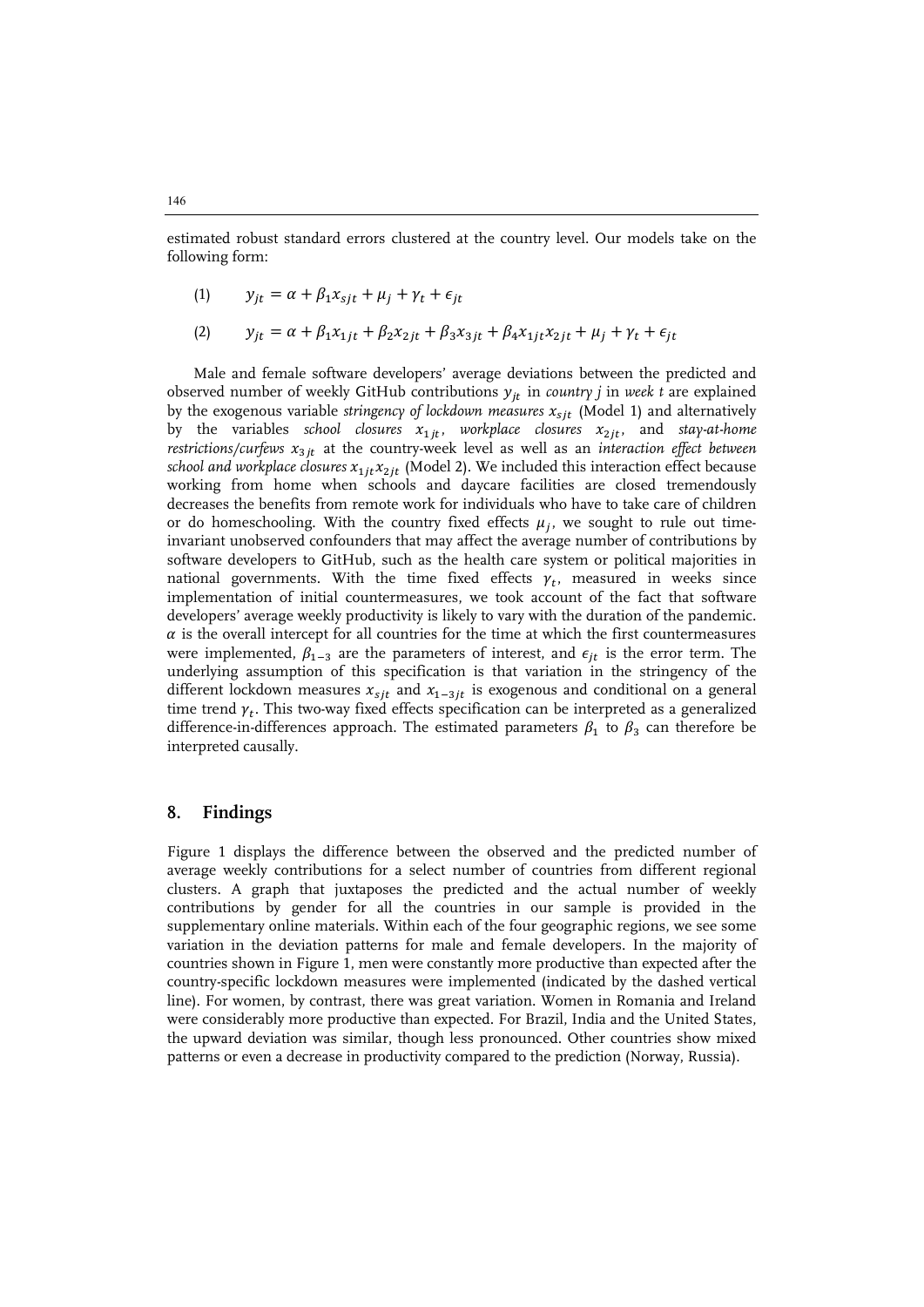estimated robust standard errors clustered at the country level. Our models take on the following form:

$$(1) \qquad y_{jt} = \alpha + \beta_1 x_{sjt} + \mu_j + \gamma_t + \epsilon_{jt}$$

$$(2) \qquad y_{jt} = \alpha + \beta_1 x_{1jt} + \beta_2 x_{2jt} + \beta_3 x_{3jt} + \beta_4 x_{1jt} x_{2jt} + \mu_j + \gamma_t + \epsilon_{jt}$$

Male and female software developers' average deviations between the predicted and observed number of weekly GitHub contributions $y_{jt}$ in *country j* in *week t* are explained by the exogenous variable *stringency of lockdown measures* $x_{sjt}$ (Model 1) and alternatively by the variables *school closures* $x_{1jt}$, *workplace closures* $x_{2jt}$, and *stay-at-home restrictions/curfews* $x_{3jt}$ at the country-week level as well as an *interaction effect between school and workplace closures* $x_{1jt}x_{2jt}$ (Model 2). We included this interaction effect because working from home when schools and daycare facilities are closed tremendously decreases the benefits from remote work for individuals who have to take care of children or do homeschooling. With the country fixed effects $\mu_j$, we sought to rule out time-invariant unobserved confounders that may affect the average number of contributions by software developers to GitHub, such as the health care system or political majorities in national governments. With the time fixed effects $\gamma_t$, measured in weeks since implementation of initial countermeasures, we took account of the fact that software developers' average weekly productivity is likely to vary with the duration of the pandemic. $\alpha$ is the overall intercept for all countries for the time at which the first countermeasures were implemented, $\beta_{1-3}$ are the parameters of interest, and $\epsilon_{jt}$ is the error term. The underlying assumption of this specification is that variation in the stringency of the different lockdown measures $x_{sjt}$ and $x_{1-3jt}$ is exogenous and conditional on a general time trend $\gamma_t$. This two-way fixed effects specification can be interpreted as a generalized difference-in-differences approach. The estimated parameters $\beta_1$ to $\beta_3$ can therefore be interpreted causally.

## 8. Findings

Figure 1 displays the difference between the observed and the predicted number of average weekly contributions for a select number of countries from different regional clusters. A graph that juxtaposes the predicted and the actual number of weekly contributions by gender for all the countries in our sample is provided in the supplementary online materials. Within each of the four geographic regions, we see some variation in the deviation patterns for male and female developers. In the majority of countries shown in Figure 1, men were constantly more productive than expected after the country-specific lockdown measures were implemented (indicated by the dashed vertical line). For women, by contrast, there was great variation. Women in Romania and Ireland were considerably more productive than expected. For Brazil, India and the United States, the upward deviation was similar, though less pronounced. Other countries show mixed patterns or even a decrease in productivity compared to the prediction (Norway, Russia).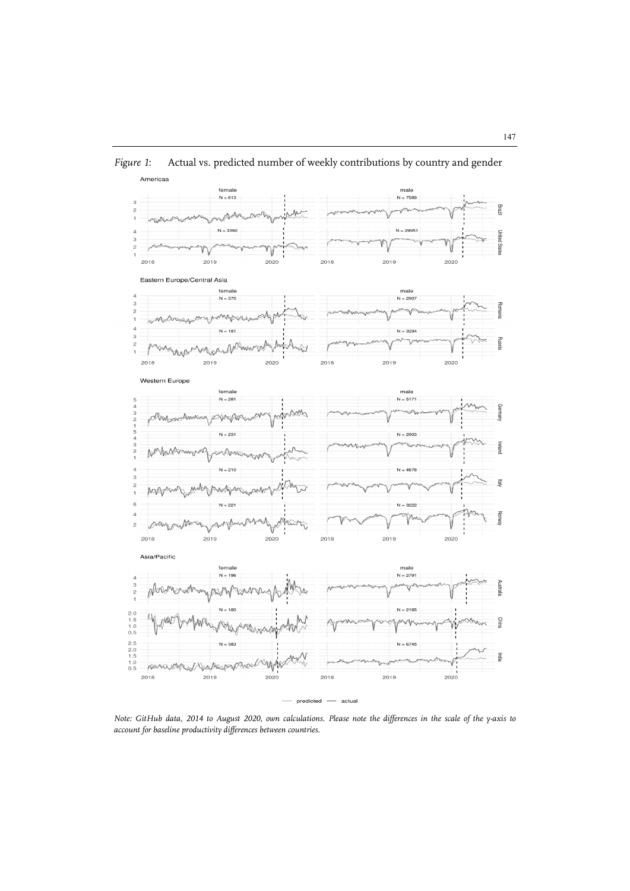*Figure 1*: Actual vs. predicted number of weekly contributions by country and gender

*Note: GitHub data, 2014 to August 2020, own calculations. Please note the differences in the scale of the y-axis to account for baseline productivity differences between countries.*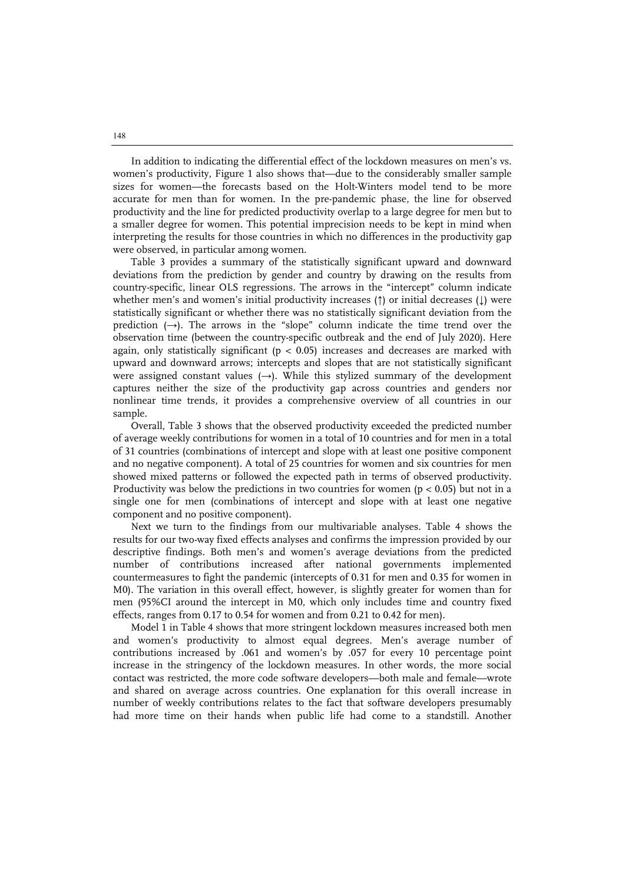In addition to indicating the differential effect of the lockdown measures on men's vs. women's productivity, Figure 1 also shows that—due to the considerably smaller sample sizes for women—the forecasts based on the Holt-Winters model tend to be more accurate for men than for women. In the pre-pandemic phase, the line for observed productivity and the line for predicted productivity overlap to a large degree for men but to a smaller degree for women. This potential imprecision needs to be kept in mind when interpreting the results for those countries in which no differences in the productivity gap were observed, in particular among women.

Table 3 provides a summary of the statistically significant upward and downward deviations from the prediction by gender and country by drawing on the results from country-specific, linear OLS regressions. The arrows in the "intercept" column indicate whether men's and women's initial productivity increases (↑) or initial decreases (↓) were statistically significant or whether there was no statistically significant deviation from the prediction (→). The arrows in the "slope" column indicate the time trend over the observation time (between the country-specific outbreak and the end of July 2020). Here again, only statistically significant ($p < 0.05$) increases and decreases are marked with upward and downward arrows; intercepts and slopes that are not statistically significant were assigned constant values (→). While this stylized summary of the development captures neither the size of the productivity gap across countries and genders nor nonlinear time trends, it provides a comprehensive overview of all countries in our sample.

Overall, Table 3 shows that the observed productivity exceeded the predicted number of average weekly contributions for women in a total of 10 countries and for men in a total of 31 countries (combinations of intercept and slope with at least one positive component and no negative component). A total of 25 countries for women and six countries for men showed mixed patterns or followed the expected path in terms of observed productivity. Productivity was below the predictions in two countries for women ($p < 0.05$) but not in a single one for men (combinations of intercept and slope with at least one negative component and no positive component).

Next we turn to the findings from our multivariable analyses. Table 4 shows the results for our two-way fixed effects analyses and confirms the impression provided by our descriptive findings. Both men's and women's average deviations from the predicted number of contributions increased after national governments implemented countermeasures to fight the pandemic (intercepts of 0.31 for men and 0.35 for women in M0). The variation in this overall effect, however, is slightly greater for women than for men (95%CI around the intercept in M0, which only includes time and country fixed effects, ranges from 0.17 to 0.54 for women and from 0.21 to 0.42 for men).

Model 1 in Table 4 shows that more stringent lockdown measures increased both men and women's productivity to almost equal degrees. Men's average number of contributions increased by .061 and women's by .057 for every 10 percentage point increase in the stringency of the lockdown measures. In other words, the more social contact was restricted, the more code software developers—both male and female—wrote and shared on average across countries. One explanation for this overall increase in number of weekly contributions relates to the fact that software developers presumably had more time on their hands when public life had come to a standstill. Another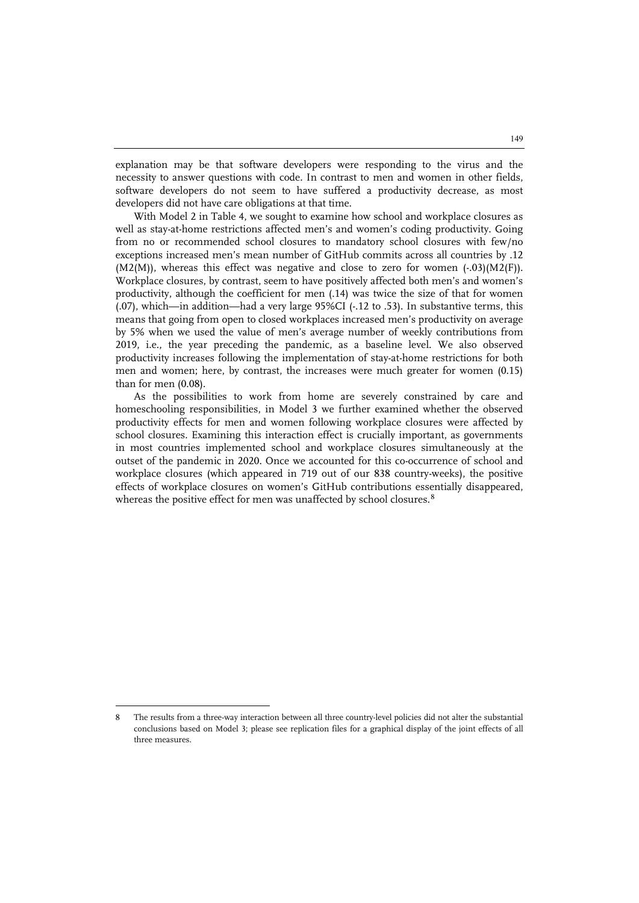explanation may be that software developers were responding to the virus and the necessity to answer questions with code. In contrast to men and women in other fields, software developers do not seem to have suffered a productivity decrease, as most developers did not have care obligations at that time.

With Model 2 in Table 4, we sought to examine how school and workplace closures as well as stay-at-home restrictions affected men's and women's coding productivity. Going from no or recommended school closures to mandatory school closures with few/no exceptions increased men's mean number of GitHub commits across all countries by .12 (M2(M)), whereas this effect was negative and close to zero for women (-.03)(M2(F)). Workplace closures, by contrast, seem to have positively affected both men's and women's productivity, although the coefficient for men (.14) was twice the size of that for women (.07), which—in addition—had a very large 95%CI (-.12 to .53). In substantive terms, this means that going from open to closed workplaces increased men's productivity on average by 5% when we used the value of men's average number of weekly contributions from 2019, i.e., the year preceding the pandemic, as a baseline level. We also observed productivity increases following the implementation of stay-at-home restrictions for both men and women; here, by contrast, the increases were much greater for women (0.15) than for men (0.08).

As the possibilities to work from home are severely constrained by care and homeschooling responsibilities, in Model 3 we further examined whether the observed productivity effects for men and women following workplace closures were affected by school closures. Examining this interaction effect is crucially important, as governments in most countries implemented school and workplace closures simultaneously at the outset of the pandemic in 2020. Once we accounted for this co-occurrence of school and workplace closures (which appeared in 719 out of our 838 country-weeks), the positive effects of workplace closures on women's GitHub contributions essentially disappeared, whereas the positive effect for men was unaffected by school closures.[8]

---

8 The results from a three-way interaction between all three country-level policies did not alter the substantial conclusions based on Model 3; please see replication files for a graphical display of the joint effects of all three measures.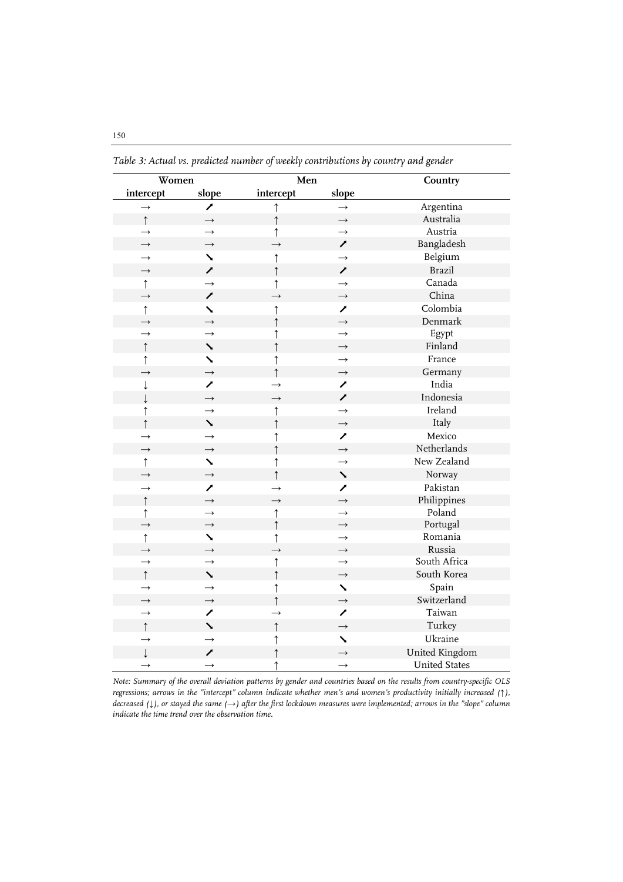*Table 3: Actual vs. predicted number of weekly contributions by country and gender*

| Women | | Men | | Country |
|---|---|---|---|---|
| intercept | slope | intercept | slope | |
| → | ↗ | ↑ | → | Argentina |
| ↑ | → | ↑ | → | Australia |
| → | → | ↑ | → | Austria |
| → | → | → | ↗ | Bangladesh |
| → | ↘ | ↑ | → | Belgium |
| → | ↗ | ↑ | ↗ | Brazil |
| ↑ | → | ↑ | → | Canada |
| → | ↗ | → | → | China |
| ↑ | ↘ | ↑ | ↗ | Colombia |
| → | → | ↑ | → | Denmark |
| → | → | ↑ | → | Egypt |
| ↑ | ↘ | ↑ | → | Finland |
| ↑ | ↘ | ↑ | → | France |
| → | → | ↑ | → | Germany |
| ↓ | ↗ | → | ↗ | India |
| ↓ | → | → | ↗ | Indonesia |
| ↑ | → | ↑ | → | Ireland |
| ↑ | ↘ | ↑ | → | Italy |
| → | → | ↑ | ↗ | Mexico |
| → | → | ↑ | → | Netherlands |
| ↑ | ↘ | ↑ | → | New Zealand |
| → | → | ↑ | ↘ | Norway |
| → | ↗ | → | ↗ | Pakistan |
| ↑ | → | → | → | Philippines |
| ↑ | → | ↑ | → | Poland |
| → | → | ↑ | → | Portugal |
| ↑ | ↘ | ↑ | → | Romania |
| → | → | → | → | Russia |
| → | → | ↑ | → | South Africa |
| ↑ | ↘ | ↑ | → | South Korea |
| → | → | ↑ | ↘ | Spain |
| → | → | ↑ | → | Switzerland |
| → | ↗ | → | ↗ | Taiwan |
| ↑ | ↘ | ↑ | → | Turkey |
| → | → | ↑ | ↘ | Ukraine |
| ↓ | ↗ | ↑ | → | United Kingdom |
| → | → | ↑ | → | United States |

*Note: Summary of the overall deviation patterns by gender and countries based on the results from country-specific OLS regressions; arrows in the "intercept" column indicate whether men's and women's productivity initially increased (↑), decreased (↓), or stayed the same (→) after the first lockdown measures were implemented; arrows in the "slope" column indicate the time trend over the observation time.*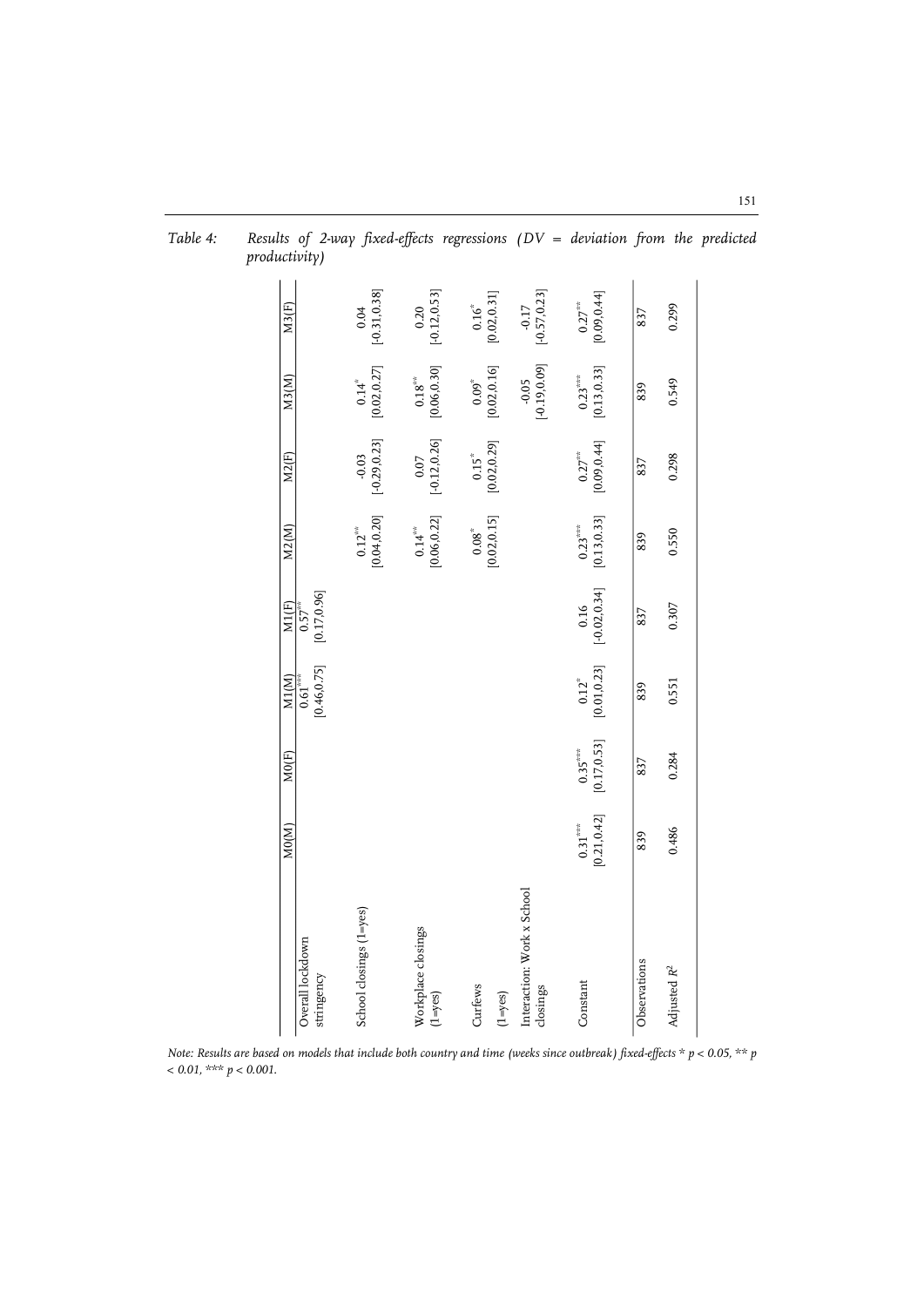*Table 4: Results of 2-way fixed-effects regressions (DV = deviation from the predicted productivity)*

| | M0(M) | M0(F) | M1(M) | M1(F) | M2(M) | M2(F) | M3(M) | M3(F) |
|---|---|---|---|---|---|---|---|---|
| Overall lockdown stringency | | | $0.61^{***}$ [0.46,0.75] | $0.57^{**}$ [0.17,0.96] | | | | |
| School closings (1=yes) | | | | | $0.12^{**}$ [0.04,0.20] | -0.03 [-0.29,0.23] | $0.14^{*}$ [0.02,0.27] | 0.04 [-0.31,0.38] |
| Workplace closings (1=yes) | | | | | $0.14^{**}$ [0.06,0.22] | 0.07 [-0.12,0.26] | $0.18^{**}$ [0.06,0.30] | 0.20 [-0.12,0.53] |
| Curfews (1=yes) | | | | | $0.08^{*}$ [0.02,0.15] | $0.15^{*}$ [0.02,0.29] | $0.09^{*}$ [0.02,0.16] | $0.16^{*}$ [0.02,0.31] |
| Interaction: Work x School closings | | | | | | | -0.05 [-0.19,0.09] | -0.17 [-0.57,0.23] |
| Constant | $0.31^{***}$ [0.21,0.42] | $0.35^{***}$ [0.17,0.53] | $0.12^{*}$ [0.01,0.23] | 0.16 [-0.02,0.34] | $0.23^{***}$ [0.13,0.33] | $0.27^{**}$ [0.09,0.44] | $0.23^{***}$ [0.13,0.33] | $0.27^{**}$ [0.09,0.44] |
| Observations | 839 | 837 | 839 | 837 | 839 | 837 | 839 | 837 |
| Adjusted $R^2$ | 0.486 | 0.284 | 0.551 | 0.307 | 0.550 | 0.298 | 0.549 | 0.299 |

*Note: Results are based on models that include both country and time (weeks since outbreak) fixed-effects * $p < 0.05$, ** $p < 0.01$, *** $p < 0.001$.*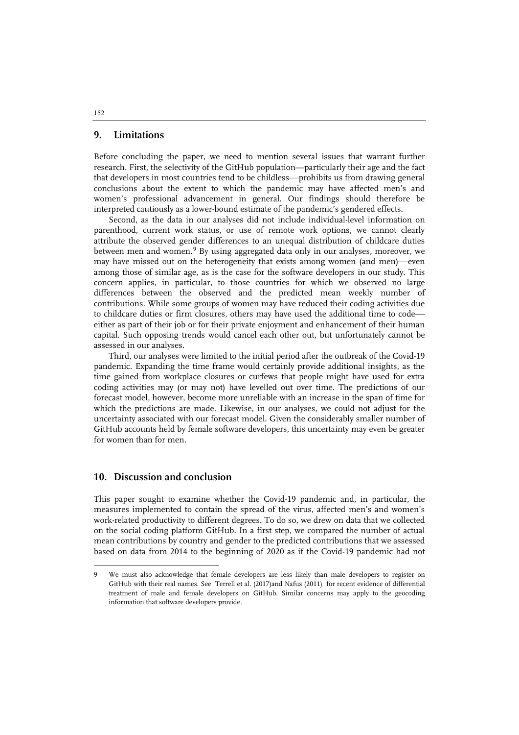## 9. Limitations

Before concluding the paper, we need to mention several issues that warrant further research. First, the selectivity of the GitHub population—particularly their age and the fact that developers in most countries tend to be childless—prohibits us from drawing general conclusions about the extent to which the pandemic may have affected men's and women's professional advancement in general. Our findings should therefore be interpreted cautiously as a lower-bound estimate of the pandemic's gendered effects.

Second, as the data in our analyses did not include individual-level information on parenthood, current work status, or use of remote work options, we cannot clearly attribute the observed gender differences to an unequal distribution of childcare duties between men and women.[9] By using aggregated data only in our analyses, moreover, we may have missed out on the heterogeneity that exists among women (and men)—even among those of similar age, as is the case for the software developers in our study. This concern applies, in particular, to those countries for which we observed no large differences between the observed and the predicted mean weekly number of contributions. While some groups of women may have reduced their coding activities due to childcare duties or firm closures, others may have used the additional time to code—either as part of their job or for their private enjoyment and enhancement of their human capital. Such opposing trends would cancel each other out, but unfortunately cannot be assessed in our analyses.

Third, our analyses were limited to the initial period after the outbreak of the Covid-19 pandemic. Expanding the time frame would certainly provide additional insights, as the time gained from workplace closures or curfews that people might have used for extra coding activities may (or may not) have levelled out over time. The predictions of our forecast model, however, become more unreliable with an increase in the span of time for which the predictions are made. Likewise, in our analyses, we could not adjust for the uncertainty associated with our forecast model. Given the considerably smaller number of GitHub accounts held by female software developers, this uncertainty may even be greater for women than for men.

## 10. Discussion and conclusion

This paper sought to examine whether the Covid-19 pandemic and, in particular, the measures implemented to contain the spread of the virus, affected men's and women's work-related productivity to different degrees. To do so, we drew on data that we collected on the social coding platform GitHub. In a first step, we compared the number of actual mean contributions by country and gender to the predicted contributions that we assessed based on data from 2014 to the beginning of 2020 as if the Covid-19 pandemic had not

---

9 We must also acknowledge that female developers are less likely than male developers to register on GitHub with their real names. See Terrell et al. (2017)and Nafus (2011) for recent evidence of differential treatment of male and female developers on GitHub. Similar concerns may apply to the geocoding information that software developers provide.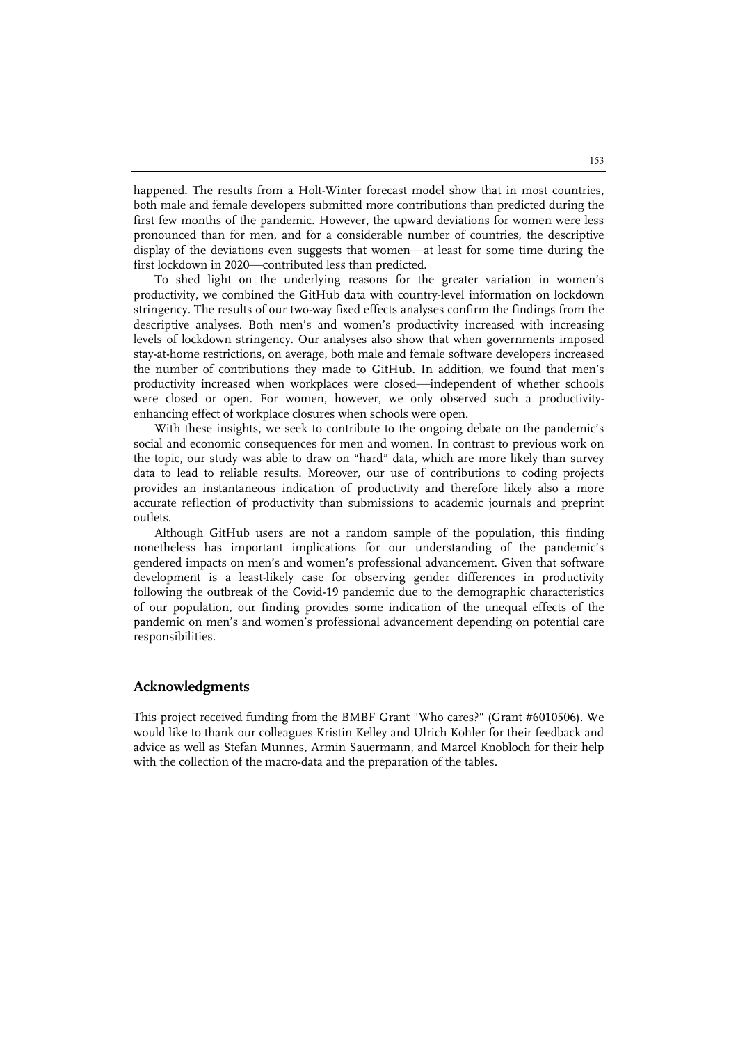happened. The results from a Holt-Winter forecast model show that in most countries, both male and female developers submitted more contributions than predicted during the first few months of the pandemic. However, the upward deviations for women were less pronounced than for men, and for a considerable number of countries, the descriptive display of the deviations even suggests that women—at least for some time during the first lockdown in 2020—contributed less than predicted.

To shed light on the underlying reasons for the greater variation in women's productivity, we combined the GitHub data with country-level information on lockdown stringency. The results of our two-way fixed effects analyses confirm the findings from the descriptive analyses. Both men's and women's productivity increased with increasing levels of lockdown stringency. Our analyses also show that when governments imposed stay-at-home restrictions, on average, both male and female software developers increased the number of contributions they made to GitHub. In addition, we found that men's productivity increased when workplaces were closed—independent of whether schools were closed or open. For women, however, we only observed such a productivity-enhancing effect of workplace closures when schools were open.

With these insights, we seek to contribute to the ongoing debate on the pandemic's social and economic consequences for men and women. In contrast to previous work on the topic, our study was able to draw on "hard" data, which are more likely than survey data to lead to reliable results. Moreover, our use of contributions to coding projects provides an instantaneous indication of productivity and therefore likely also a more accurate reflection of productivity than submissions to academic journals and preprint outlets.

Although GitHub users are not a random sample of the population, this finding nonetheless has important implications for our understanding of the pandemic's gendered impacts on men's and women's professional advancement. Given that software development is a least-likely case for observing gender differences in productivity following the outbreak of the Covid-19 pandemic due to the demographic characteristics of our population, our finding provides some indication of the unequal effects of the pandemic on men's and women's professional advancement depending on potential care responsibilities.

## Acknowledgments

This project received funding from the BMBF Grant "Who cares?" (Grant #6010506). We would like to thank our colleagues Kristin Kelley and Ulrich Kohler for their feedback and advice as well as Stefan Munnes, Armin Sauermann, and Marcel Knobloch for their help with the collection of the macro-data and the preparation of the tables.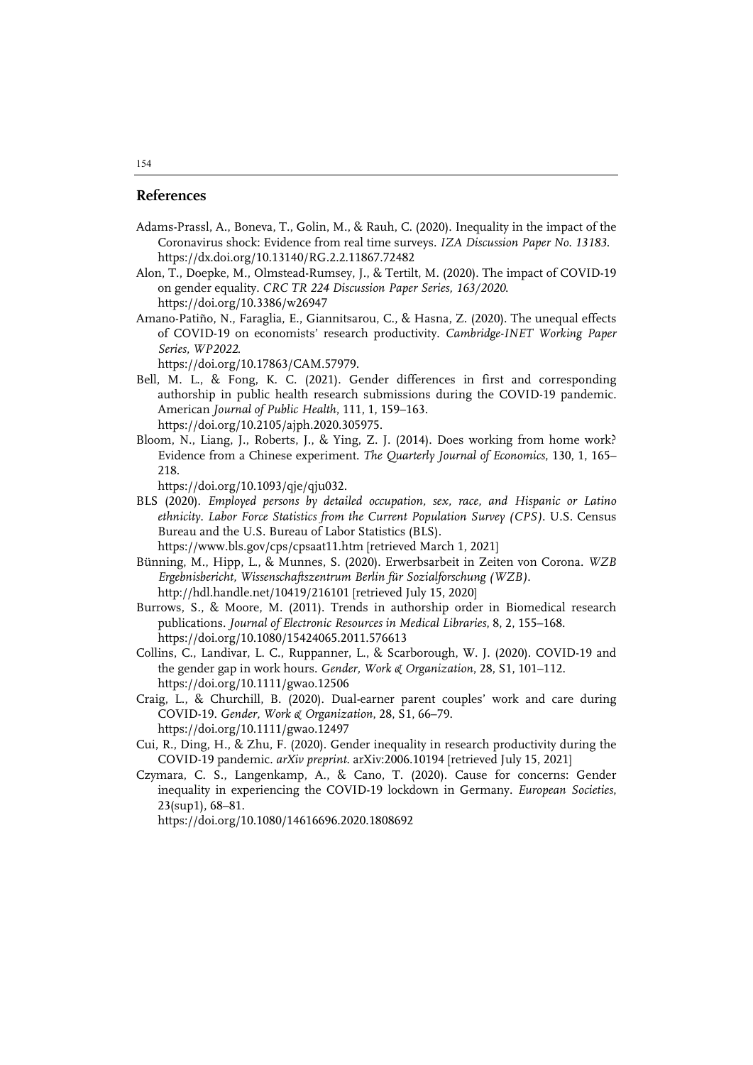## References

Adams-Prassl, A., Boneva, T., Golin, M., & Rauh, C. (2020). Inequality in the impact of the Coronavirus shock: Evidence from real time surveys. *IZA Discussion Paper No. 13183*. https://dx.doi.org/10.13140/RG.2.2.11867.72482

Alon, T., Doepke, M., Olmstead-Rumsey, J., & Tertilt, M. (2020). The impact of COVID-19 on gender equality. *CRC TR 224 Discussion Paper Series, 163/2020*. https://doi.org/10.3386/w26947

Amano-Patiño, N., Faraglia, E., Giannitsarou, C., & Hasna, Z. (2020). The unequal effects of COVID-19 on economists' research productivity. *Cambridge-INET Working Paper Series, WP2022*. https://doi.org/10.17863/CAM.57979.

Bell, M. L., & Fong, K. C. (2021). Gender differences in first and corresponding authorship in public health research submissions during the COVID-19 pandemic. American *Journal of Public Health*, 111, 1, 159–163. https://doi.org/10.2105/ajph.2020.305975.

Bloom, N., Liang, J., Roberts, J., & Ying, Z. J. (2014). Does working from home work? Evidence from a Chinese experiment. *The Quarterly Journal of Economics*, 130, 1, 165–218. https://doi.org/10.1093/qje/qju032.

BLS (2020). *Employed persons by detailed occupation, sex, race, and Hispanic or Latino ethnicity. Labor Force Statistics from the Current Population Survey (CPS)*. U.S. Census Bureau and the U.S. Bureau of Labor Statistics (BLS). https://www.bls.gov/cps/cpsaat11.htm [retrieved March 1, 2021]

Bünning, M., Hipp, L., & Munnes, S. (2020). Erwerbsarbeit in Zeiten von Corona. *WZB Ergebnisbericht, Wissenschaftszentrum Berlin für Sozialforschung (WZB)*. http://hdl.handle.net/10419/216101 [retrieved July 15, 2020]

Burrows, S., & Moore, M. (2011). Trends in authorship order in Biomedical research publications. *Journal of Electronic Resources in Medical Libraries*, 8, 2, 155–168. https://doi.org/10.1080/15424065.2011.576613

Collins, C., Landivar, L. C., Ruppanner, L., & Scarborough, W. J. (2020). COVID-19 and the gender gap in work hours. *Gender, Work & Organization*, 28, S1, 101–112. https://doi.org/10.1111/gwao.12506

Craig, L., & Churchill, B. (2020). Dual-earner parent couples' work and care during COVID-19. *Gender, Work & Organization*, 28, S1, 66–79. https://doi.org/10.1111/gwao.12497

Cui, R., Ding, H., & Zhu, F. (2020). Gender inequality in research productivity during the COVID-19 pandemic. *arXiv preprint*. arXiv:2006.10194 [retrieved July 15, 2021]

Czymara, C. S., Langenkamp, A., & Cano, T. (2020). Cause for concerns: Gender inequality in experiencing the COVID-19 lockdown in Germany. *European Societies*, 23(sup1), 68–81. https://doi.org/10.1080/14616696.2020.1808692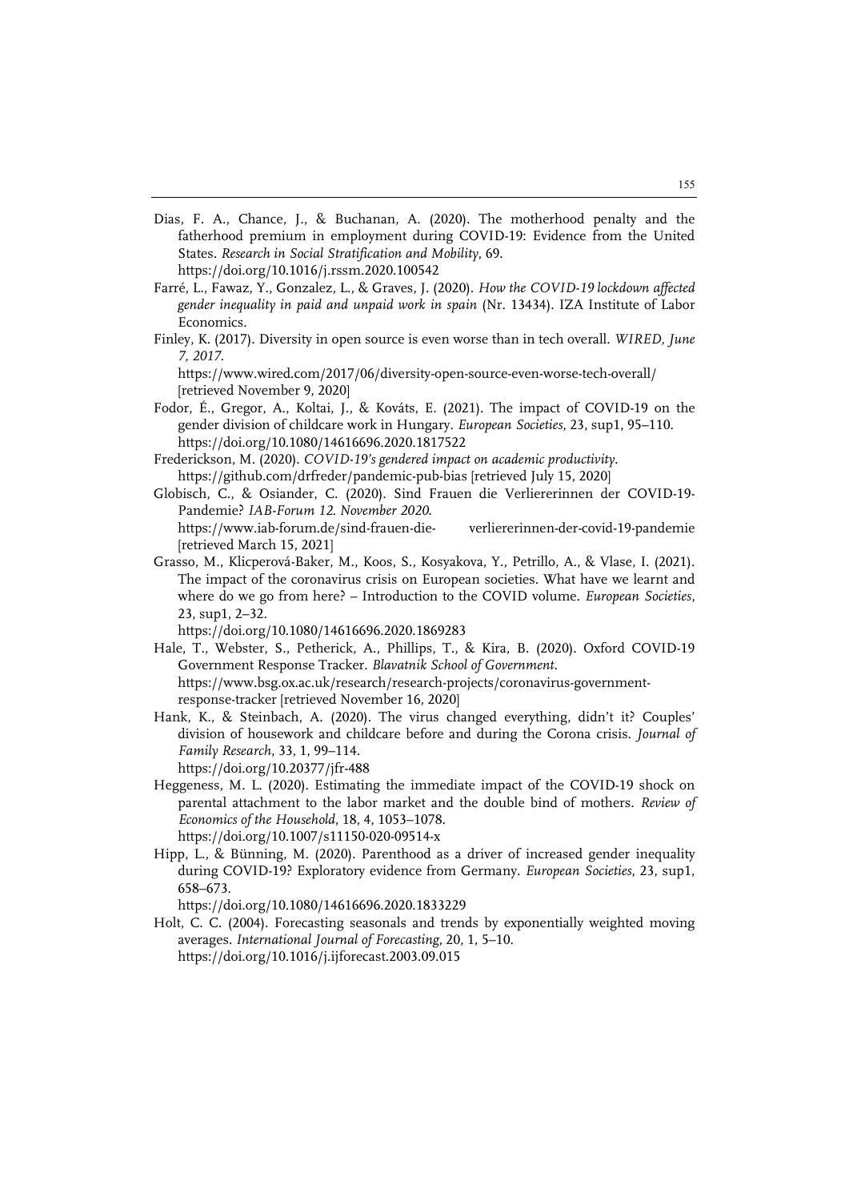Dias, F. A., Chance, J., & Buchanan, A. (2020). The motherhood penalty and the fatherhood premium in employment during COVID-19: Evidence from the United States. *Research in Social Stratification and Mobility*, 69. https://doi.org/10.1016/j.rssm.2020.100542

Farré, L., Fawaz, Y., Gonzalez, L., & Graves, J. (2020). *How the COVID-19 lockdown affected gender inequality in paid and unpaid work in spain* (Nr. 13434). IZA Institute of Labor Economics.

Finley, K. (2017). Diversity in open source is even worse than in tech overall. *WIRED, June 7, 2017*. https://www.wired.com/2017/06/diversity-open-source-even-worse-tech-overall/ [retrieved November 9, 2020]

Fodor, É., Gregor, A., Koltai, J., & Kováts, E. (2021). The impact of COVID-19 on the gender division of childcare work in Hungary. *European Societies*, 23, sup1, 95–110. https://doi.org/10.1080/14616696.2020.1817522

Frederickson, M. (2020). *COVID-19's gendered impact on academic productivity*. https://github.com/drfreder/pandemic-pub-bias [retrieved July 15, 2020]

Globisch, C., & Osiander, C. (2020). Sind Frauen die Verliererinnen der COVID-19-Pandemie? *IAB-Forum 12. November 2020*. https://www.iab-forum.de/sind-frauen-die- verliererinnen-der-covid-19-pandemie [retrieved March 15, 2021]

Grasso, M., Klicperová-Baker, M., Koos, S., Kosyakova, Y., Petrillo, A., & Vlase, I. (2021). The impact of the coronavirus crisis on European societies. What have we learnt and where do we go from here? – Introduction to the COVID volume. *European Societies*, 23, sup1, 2–32. https://doi.org/10.1080/14616696.2020.1869283

Hale, T., Webster, S., Petherick, A., Phillips, T., & Kira, B. (2020). Oxford COVID-19 Government Response Tracker. *Blavatnik School of Government*. https://www.bsg.ox.ac.uk/research/research-projects/coronavirus-government-response-tracker [retrieved November 16, 2020]

Hank, K., & Steinbach, A. (2020). The virus changed everything, didn't it? Couples' division of housework and childcare before and during the Corona crisis. *Journal of Family Research*, 33, 1, 99–114. https://doi.org/10.20377/jfr-488

Heggeness, M. L. (2020). Estimating the immediate impact of the COVID-19 shock on parental attachment to the labor market and the double bind of mothers. *Review of Economics of the Household*, 18, 4, 1053–1078. https://doi.org/10.1007/s11150-020-09514-x

Hipp, L., & Bünning, M. (2020). Parenthood as a driver of increased gender inequality during COVID-19? Exploratory evidence from Germany. *European Societies*, 23, sup1, 658–673. https://doi.org/10.1080/14616696.2020.1833229

Holt, C. C. (2004). Forecasting seasonals and trends by exponentially weighted moving averages. *International Journal of Forecasting*, 20, 1, 5–10. https://doi.org/10.1016/j.ijforecast.2003.09.015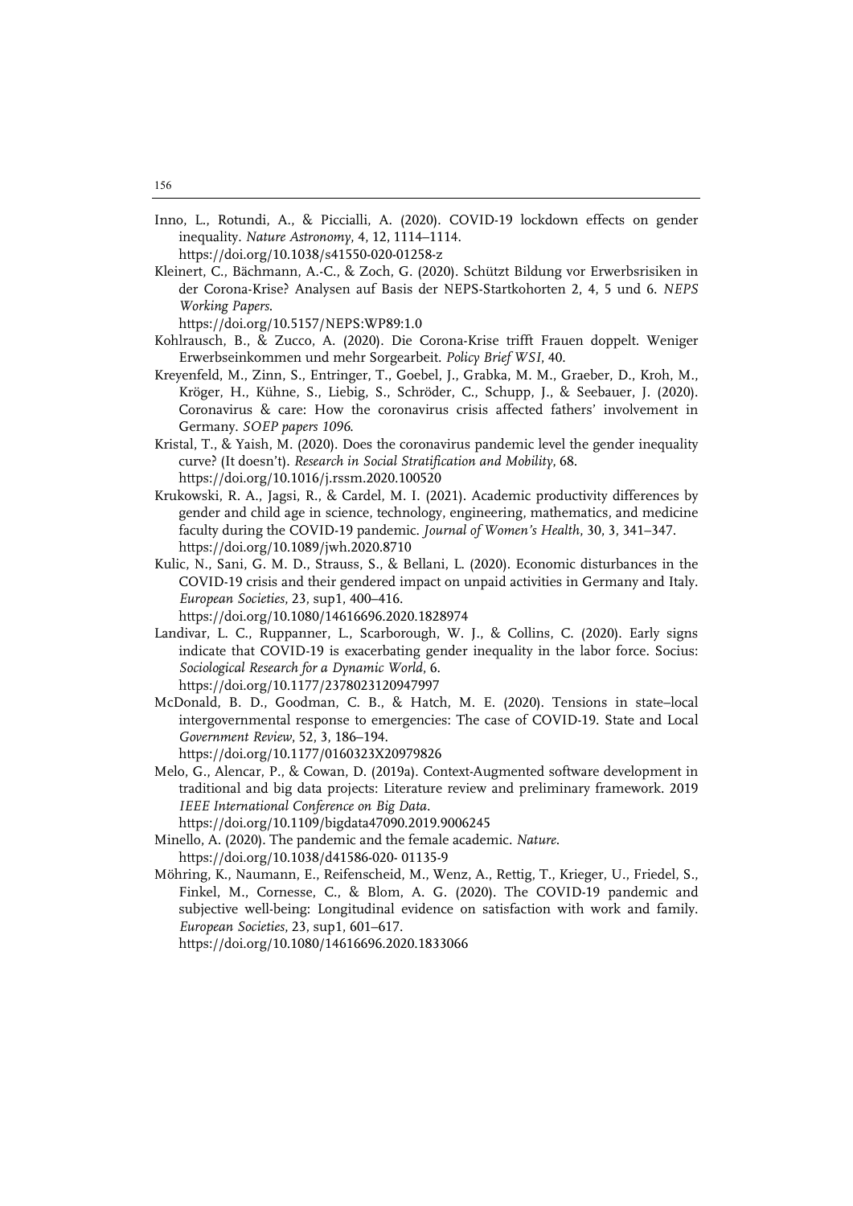Inno, L., Rotundi, A., & Piccialli, A. (2020). COVID-19 lockdown effects on gender inequality. *Nature Astronomy*, 4, 12, 1114–1114. https://doi.org/10.1038/s41550-020-01258-z

Kleinert, C., Bächmann, A.-C., & Zoch, G. (2020). Schützt Bildung vor Erwerbsrisiken in der Corona-Krise? Analysen auf Basis der NEPS-Startkohorten 2, 4, 5 und 6. *NEPS Working Papers*. https://doi.org/10.5157/NEPS:WP89:1.0

Kohlrausch, B., & Zucco, A. (2020). Die Corona-Krise trifft Frauen doppelt. Weniger Erwerbseinkommen und mehr Sorgearbeit. *Policy Brief WSI*, 40.

Kreyenfeld, M., Zinn, S., Entringer, T., Goebel, J., Grabka, M. M., Graeber, D., Kroh, M., Kröger, H., Kühne, S., Liebig, S., Schröder, C., Schupp, J., & Seebauer, J. (2020). Coronavirus & care: How the coronavirus crisis affected fathers' involvement in Germany. *SOEP papers 1096*.

Kristal, T., & Yaish, M. (2020). Does the coronavirus pandemic level the gender inequality curve? (It doesn't). *Research in Social Stratification and Mobility*, 68. https://doi.org/10.1016/j.rssm.2020.100520

Krukowski, R. A., Jagsi, R., & Cardel, M. I. (2021). Academic productivity differences by gender and child age in science, technology, engineering, mathematics, and medicine faculty during the COVID-19 pandemic. *Journal of Women's Health*, 30, 3, 341–347. https://doi.org/10.1089/jwh.2020.8710

Kulic, N., Sani, G. M. D., Strauss, S., & Bellani, L. (2020). Economic disturbances in the COVID-19 crisis and their gendered impact on unpaid activities in Germany and Italy. *European Societies*, 23, sup1, 400–416. https://doi.org/10.1080/14616696.2020.1828974

Landivar, L. C., Ruppanner, L., Scarborough, W. J., & Collins, C. (2020). Early signs indicate that COVID-19 is exacerbating gender inequality in the labor force. Socius: *Sociological Research for a Dynamic World*, 6. https://doi.org/10.1177/2378023120947997

McDonald, B. D., Goodman, C. B., & Hatch, M. E. (2020). Tensions in state–local intergovernmental response to emergencies: The case of COVID-19. State and Local *Government Review*, 52, 3, 186–194. https://doi.org/10.1177/0160323X20979826

Melo, G., Alencar, P., & Cowan, D. (2019a). Context-Augmented software development in traditional and big data projects: Literature review and preliminary framework. 2019 *IEEE International Conference on Big Data*. https://doi.org/10.1109/bigdata47090.2019.9006245

Minello, A. (2020). The pandemic and the female academic. *Nature*. https://doi.org/10.1038/d41586-020- 01135-9

Möhring, K., Naumann, E., Reifenscheid, M., Wenz, A., Rettig, T., Krieger, U., Friedel, S., Finkel, M., Cornesse, C., & Blom, A. G. (2020). The COVID-19 pandemic and subjective well-being: Longitudinal evidence on satisfaction with work and family. *European Societies*, 23, sup1, 601–617. https://doi.org/10.1080/14616696.2020.1833066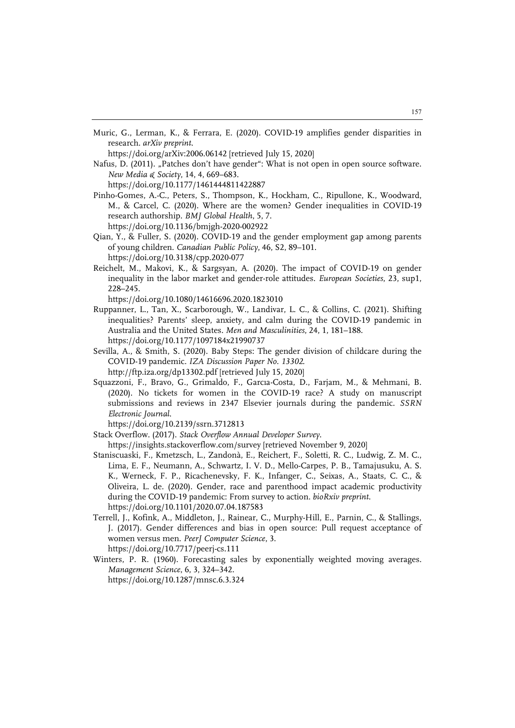Muric, G., Lerman, K., & Ferrara, E. (2020). COVID-19 amplifies gender disparities in research. *arXiv preprint*.
https://doi.org/arXiv:2006.06142 [retrieved July 15, 2020]

Nafus, D. (2011). „Patches don't have gender": What is not open in open source software. *New Media & Society*, 14, 4, 669–683.
https://doi.org/10.1177/1461444811422887

Pinho-Gomes, A.-C., Peters, S., Thompson, K., Hockham, C., Ripullone, K., Woodward, M., & Carcel, C. (2020). Where are the women? Gender inequalities in COVID-19 research authorship. *BMJ Global Health*, 5, 7.
https://doi.org/10.1136/bmjgh-2020-002922

Qian, Y., & Fuller, S. (2020). COVID-19 and the gender employment gap among parents of young children. *Canadian Public Policy*, 46, S2, 89–101.
https://doi.org/10.3138/cpp.2020-077

Reichelt, M., Makovi, K., & Sargsyan, A. (2020). The impact of COVID-19 on gender inequality in the labor market and gender-role attitudes. *European Societies*, 23, sup1, 228–245.
https://doi.org/10.1080/14616696.2020.1823010

Ruppanner, L., Tan, X., Scarborough, W., Landivar, L. C., & Collins, C. (2021). Shifting inequalities? Parents' sleep, anxiety, and calm during the COVID-19 pandemic in Australia and the United States. *Men and Masculinities*, 24, 1, 181–188.
https://doi.org/10.1177/1097184x21990737

Sevilla, A., & Smith, S. (2020). Baby Steps: The gender division of childcare during the COVID-19 pandemic. *IZA Discussion Paper No. 13302*.
http://ftp.iza.org/dp13302.pdf [retrieved July 15, 2020]

Squazzoni, F., Bravo, G., Grimaldo, F., Garcıa-Costa, D., Farjam, M., & Mehmani, B. (2020). No tickets for women in the COVID-19 race? A study on manuscript submissions and reviews in 2347 Elsevier journals during the pandemic. *SSRN Electronic Journal*.
https://doi.org/10.2139/ssrn.3712813

Stack Overflow. (2017). *Stack Overflow Annual Developer Survey*.
https://insights.stackoverflow.com/survey [retrieved November 9, 2020]

Staniscuaski, F., Kmetzsch, L., Zandonà, E., Reichert, F., Soletti, R. C., Ludwig, Z. M. C., Lima, E. F., Neumann, A., Schwartz, I. V. D., Mello-Carpes, P. B., Tamajusuku, A. S. K., Werneck, F. P., Ricachenevsky, F. K., Infanger, C., Seixas, A., Staats, C. C., & Oliveira, L. de. (2020). Gender, race and parenthood impact academic productivity during the COVID-19 pandemic: From survey to action. *bioRxiv preprint*.
https://doi.org/10.1101/2020.07.04.187583

Terrell, J., Kofink, A., Middleton, J., Rainear, C., Murphy-Hill, E., Parnin, C., & Stallings, J. (2017). Gender differences and bias in open source: Pull request acceptance of women versus men. *PeerJ Computer Science*, 3.
https://doi.org/10.7717/peerj-cs.111

Winters, P. R. (1960). Forecasting sales by exponentially weighted moving averages. *Management Science*, 6, 3, 324–342.
https://doi.org/10.1287/mnsc.6.3.324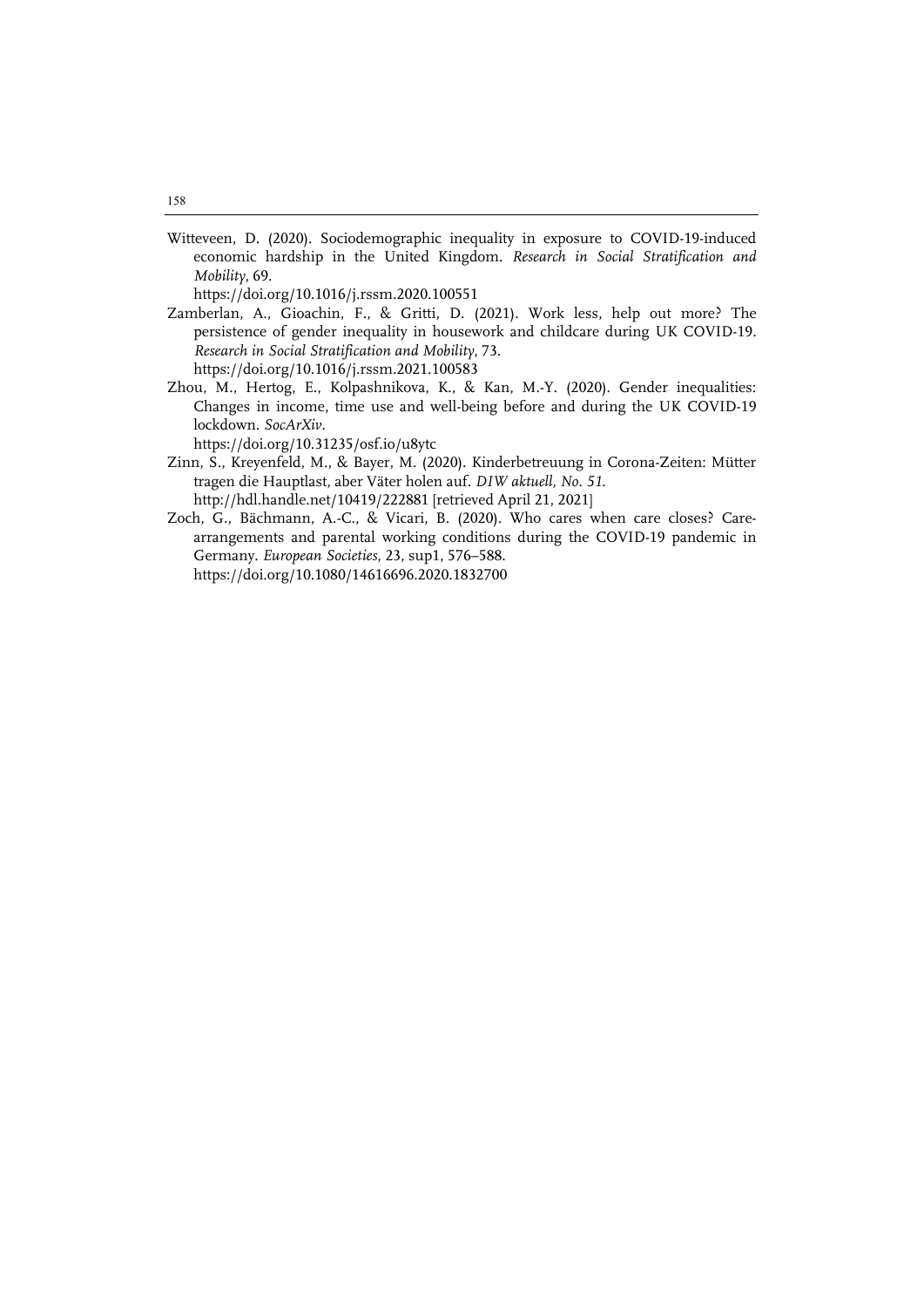Witteveen, D. (2020). Sociodemographic inequality in exposure to COVID-19-induced economic hardship in the United Kingdom. *Research in Social Stratification and Mobility*, 69.
https://doi.org/10.1016/j.rssm.2020.100551

Zamberlan, A., Gioachin, F., & Gritti, D. (2021). Work less, help out more? The persistence of gender inequality in housework and childcare during UK COVID-19. *Research in Social Stratification and Mobility*, 73.
https://doi.org/10.1016/j.rssm.2021.100583

Zhou, M., Hertog, E., Kolpashnikova, K., & Kan, M.-Y. (2020). Gender inequalities: Changes in income, time use and well-being before and during the UK COVID-19 lockdown. *SocArXiv*.
https://doi.org/10.31235/osf.io/u8ytc

Zinn, S., Kreyenfeld, M., & Bayer, M. (2020). Kinderbetreuung in Corona-Zeiten: Mütter tragen die Hauptlast, aber Väter holen auf. *DIW aktuell, No. 51*.
http://hdl.handle.net/10419/222881 [retrieved April 21, 2021]

Zoch, G., Bächmann, A.-C., & Vicari, B. (2020). Who cares when care closes? Care-arrangements and parental working conditions during the COVID-19 pandemic in Germany. *European Societies*, 23, sup1, 576–588.
https://doi.org/10.1080/14616696.2020.1832700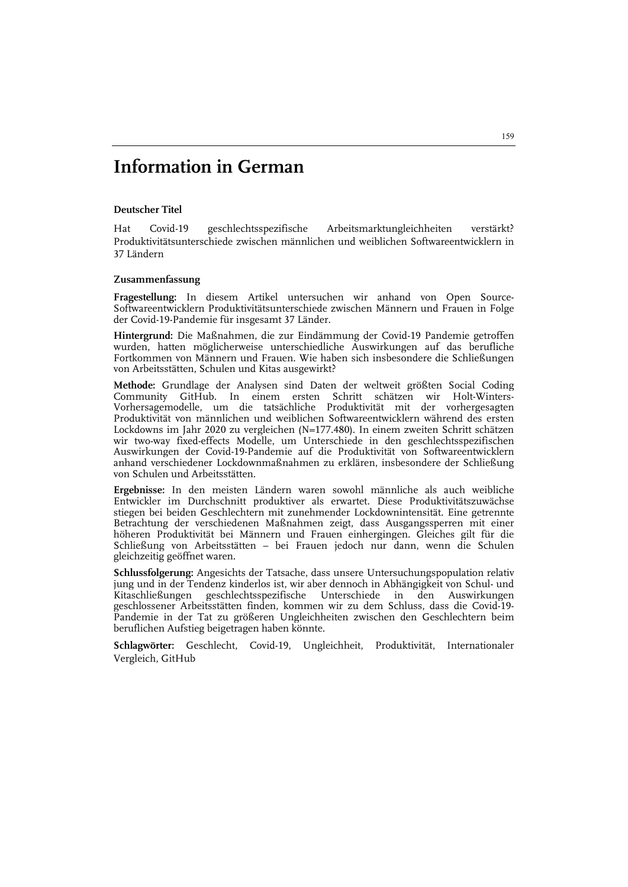# Information in German

### Deutscher Titel

Hat Covid-19 geschlechtsspezifische Arbeitsmarktungleichheiten verstärkt? Produktivitätsunterschiede zwischen männlichen und weiblichen Softwareentwicklern in 37 Ländern

### Zusammenfassung

**Fragestellung:** In diesem Artikel untersuchen wir anhand von Open Source-Softwareentwicklern Produktivitätsunterschiede zwischen Männern und Frauen in Folge der Covid-19-Pandemie für insgesamt 37 Länder.

**Hintergrund:** Die Maßnahmen, die zur Eindämmung der Covid-19 Pandemie getroffen wurden, hatten möglicherweise unterschiedliche Auswirkungen auf das berufliche Fortkommen von Männern und Frauen. Wie haben sich insbesondere die Schließungen von Arbeitsstätten, Schulen und Kitas ausgewirkt?

**Methode:** Grundlage der Analysen sind Daten der weltweit größten Social Coding Community GitHub. In einem ersten Schritt schätzen wir Holt-Winters-Vorhersagemodelle, um die tatsächliche Produktivität mit der vorhergesagten Produktivität von männlichen und weiblichen Softwareentwicklern während des ersten Lockdowns im Jahr 2020 zu vergleichen (N=177.480). In einem zweiten Schritt schätzen wir two-way fixed-effects Modelle, um Unterschiede in den geschlechtsspezifischen Auswirkungen der Covid-19-Pandemie auf die Produktivität von Softwareentwicklern anhand verschiedener Lockdownmaßnahmen zu erklären, insbesondere der Schließung von Schulen und Arbeitsstätten.

**Ergebnisse:** In den meisten Ländern waren sowohl männliche als auch weibliche Entwickler im Durchschnitt produktiver als erwartet. Diese Produktivitätszuwächse stiegen bei beiden Geschlechtern mit zunehmender Lockdownintensität. Eine getrennte Betrachtung der verschiedenen Maßnahmen zeigt, dass Ausgangssperren mit einer höheren Produktivität bei Männern und Frauen einhergingen. Gleiches gilt für die Schließung von Arbeitsstätten – bei Frauen jedoch nur dann, wenn die Schulen gleichzeitig geöffnet waren.

**Schlussfolgerung:** Angesichts der Tatsache, dass unsere Untersuchungspopulation relativ jung und in der Tendenz kinderlos ist, wir aber dennoch in Abhängigkeit von Schul- und Kitaschließungen geschlechtsspezifische Unterschiede in den Auswirkungen geschlossener Arbeitsstätten finden, kommen wir zu dem Schluss, dass die Covid-19-Pandemie in der Tat zu größeren Ungleichheiten zwischen den Geschlechtern beim beruflichen Aufstieg beigetragen haben könnte.

**Schlagwörter:** Geschlecht, Covid-19, Ungleichheit, Produktivität, Internationaler Vergleich, GitHub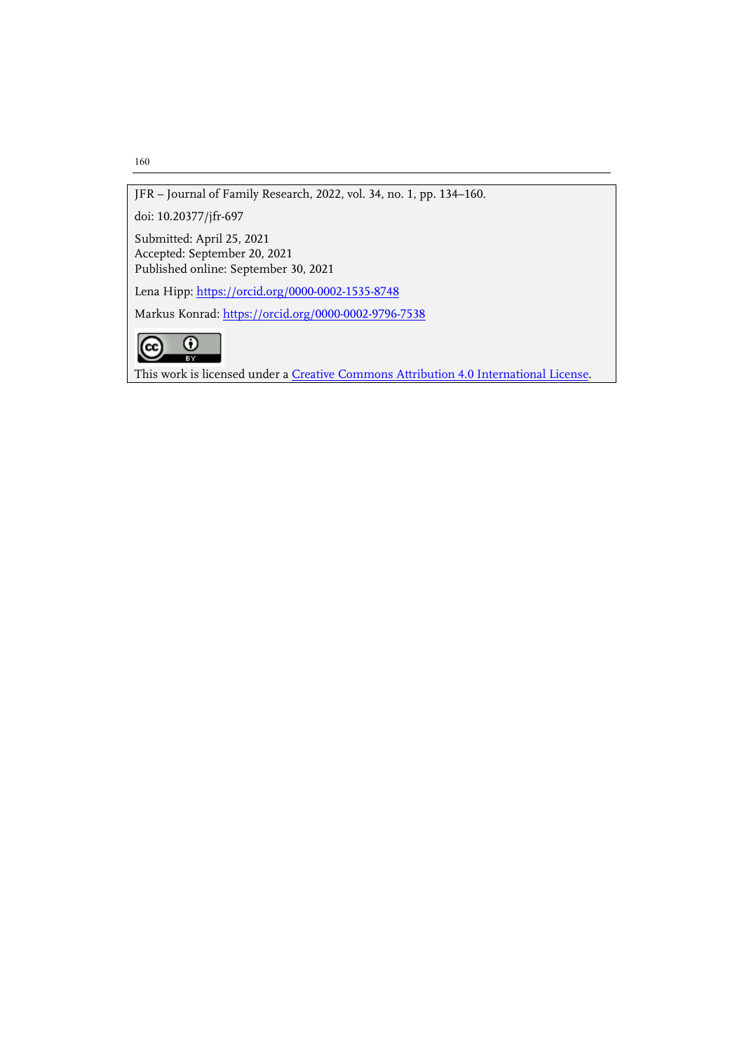JFR – Journal of Family Research, 2022, vol. 34, no. 1, pp. 134–160.

doi: 10.20377/jfr-697

Submitted: April 25, 2021
Accepted: September 20, 2021
Published online: September 30, 2021

Lena Hipp: https://orcid.org/0000-0002-1535-8748

Markus Konrad: https://orcid.org/0000-0002-9796-7538

This work is licensed under a Creative Commons Attribution 4.0 International License.